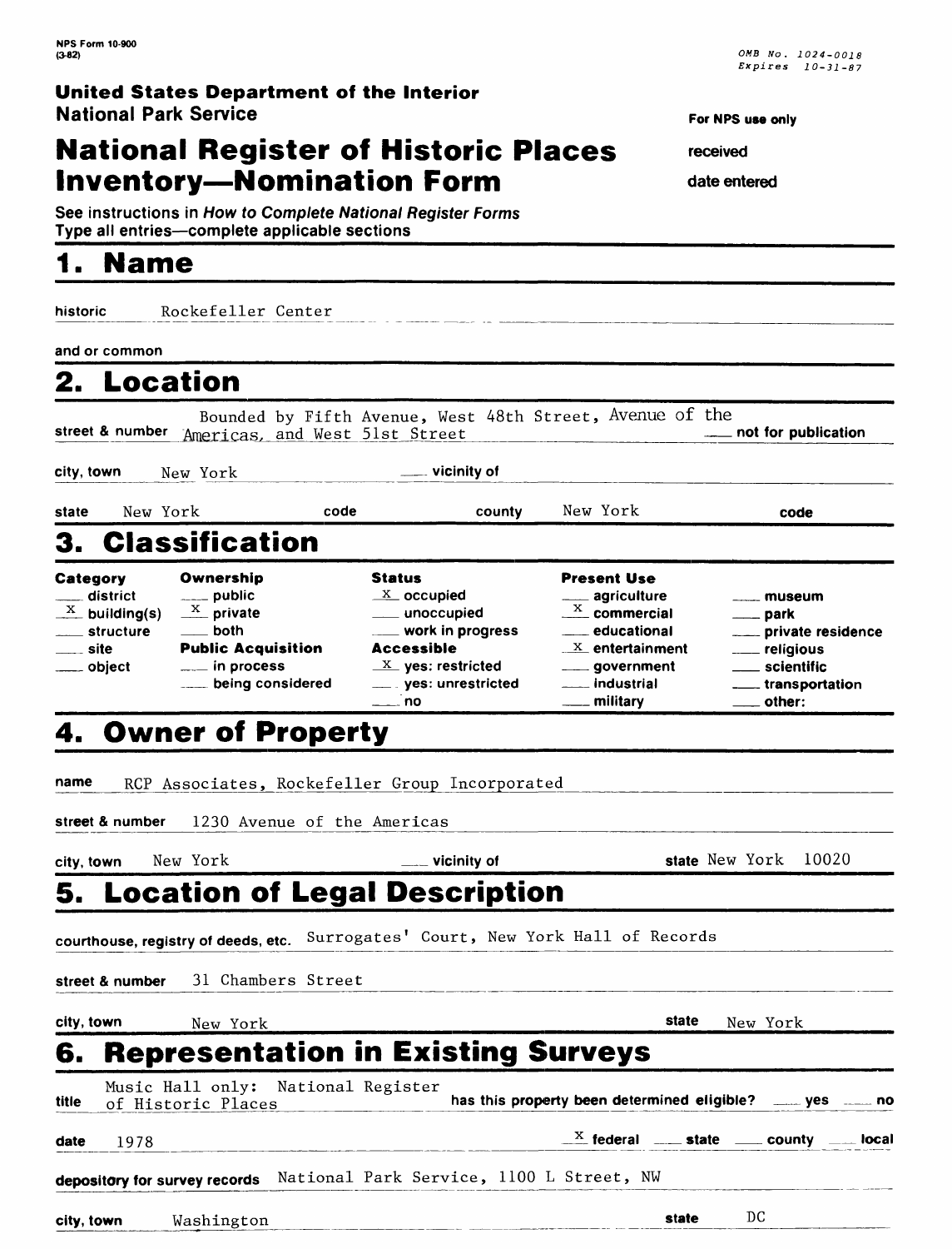NPS Form 10-900
(3-82)

OMB No. 1024-0018
Expires 10-31-87

**United States Department of the Interior**
**National Park Service**

# National Register of Historic Places Inventory—Nomination Form

For NPS use only

received

date entered

See instructions in *How to Complete National Register Forms*
Type all entries—complete applicable sections

## 1. Name

historic Rockefeller Center

and or common

## 2. Location

street & number Bounded by Fifth Avenue, West 48th Street, Avenue of the Americas, and West 51st Street ___ not for publication

city, town New York ___ vicinity of

state New York code county New York code

## 3. Classification

| Category | Ownership | Status | Present Use | |
|---|---|---|---|---|
| ___ district | ___ public | X occupied | ___ agriculture | ___ museum |
| X building(s) | X private | ___ unoccupied | X commercial | ___ park |
| ___ structure | ___ both | ___ work in progress | ___ educational | ___ private residence |
| ___ site | **Public Acquisition** | **Accessible** | X entertainment | ___ religious |
| ___ object | ___ in process | X yes: restricted | ___ government | ___ scientific |
| | ___ being considered | ___ yes: unrestricted | ___ industrial | ___ transportation |
| | | ___ no | ___ military | ___ other: |

## 4. Owner of Property

name RCP Associates, Rockefeller Group Incorporated

street & number 1230 Avenue of the Americas

city, town New York ___ vicinity of state New York 10020

## 5. Location of Legal Description

courthouse, registry of deeds, etc. Surrogates' Court, New York Hall of Records

street & number 31 Chambers Street

city, town New York state New York

## 6. Representation in Existing Surveys

title Music Hall only: National Register of Historic Places has this property been determined eligible? ___ yes ___ no

date 1978 X federal ___ state ___ county ___ local

depository for survey records National Park Service, 1100 L Street, NW

city, town Washington state DC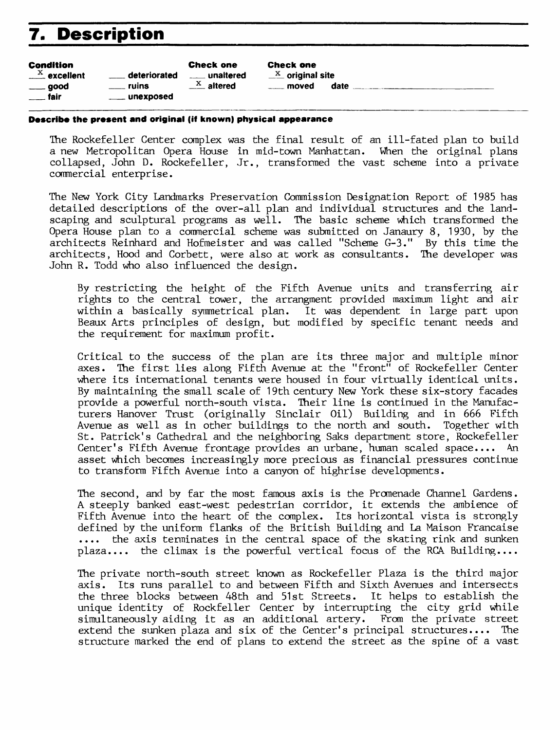# 7. Description

| Condition | | Check one | Check one |
|---|---|---|---|
| X excellent | ___ deteriorated | ___ unaltered | X original site |
| ___ good | ___ ruins | X altered | ___ moved date ___ |
| ___ fair | ___ unexposed | | |

**Describe the present and original (if known) physical appearance**

The Rockefeller Center complex was the final result of an ill-fated plan to build a new Metropolitan Opera House in mid-town Manhattan. When the original plans collapsed, John D. Rockefeller, Jr., transformed the vast scheme into a private commercial enterprise.

The New York City Landmarks Preservation Commission Designation Report of 1985 has detailed descriptions of the over-all plan and individual structures and the landscaping and sculptural programs as well. The basic scheme which transformed the Opera House plan to a commercial scheme was submitted on Janaury 8, 1930, by the architects Reinhard and Hofmeister and was called "Scheme G-3." By this time the architects, Hood and Corbett, were also at work as consultants. The developer was John R. Todd who also influenced the design.

> By restricting the height of the Fifth Avenue units and transferring air rights to the central tower, the arrangment provided maximum light and air within a basically symmetrical plan. It was dependent in large part upon Beaux Arts principles of design, but modified by specific tenant needs and the requirement for maximum profit.
>
> Critical to the success of the plan are its three major and multiple minor axes. The first lies along Fifth Avenue at the "front" of Rockefeller Center where its international tenants were housed in four virtually identical units. By maintaining the small scale of 19th century New York these six-story facades provide a powerful north-south vista. Their line is continued in the Manufacturers Hanover Trust (originally Sinclair Oil) Building and in 666 Fifth Avenue as well as in other buildings to the north and south. Together with St. Patrick's Cathedral and the neighboring Saks department store, Rockefeller Center's Fifth Avenue frontage provides an urbane, human scaled space.... An asset which becomes increasingly more precious as financial pressures continue to transform Fifth Avenue into a canyon of highrise developments.
>
> The second, and by far the most famous axis is the Promenade Channel Gardens. A steeply banked east-west pedestrian corridor, it extends the ambience of Fifth Avenue into the heart of the complex. Its horizontal vista is strongly defined by the uniform flanks of the British Building and La Maison Francaise .... the axis terminates in the central space of the skating rink and sunken plaza.... the climax is the powerful vertical focus of the RCA Building....
>
> The private north-south street known as Rockefeller Plaza is the third major axis. Its runs parallel to and between Fifth and Sixth Avenues and intersects the three blocks between 48th and 51st Streets. It helps to establish the unique identity of Rockfeller Center by interrupting the city grid while simultaneously aiding it as an additional artery. From the private street extend the sunken plaza and six of the Center's principal structures.... The structure marked the end of plans to extend the street as the spine of a vast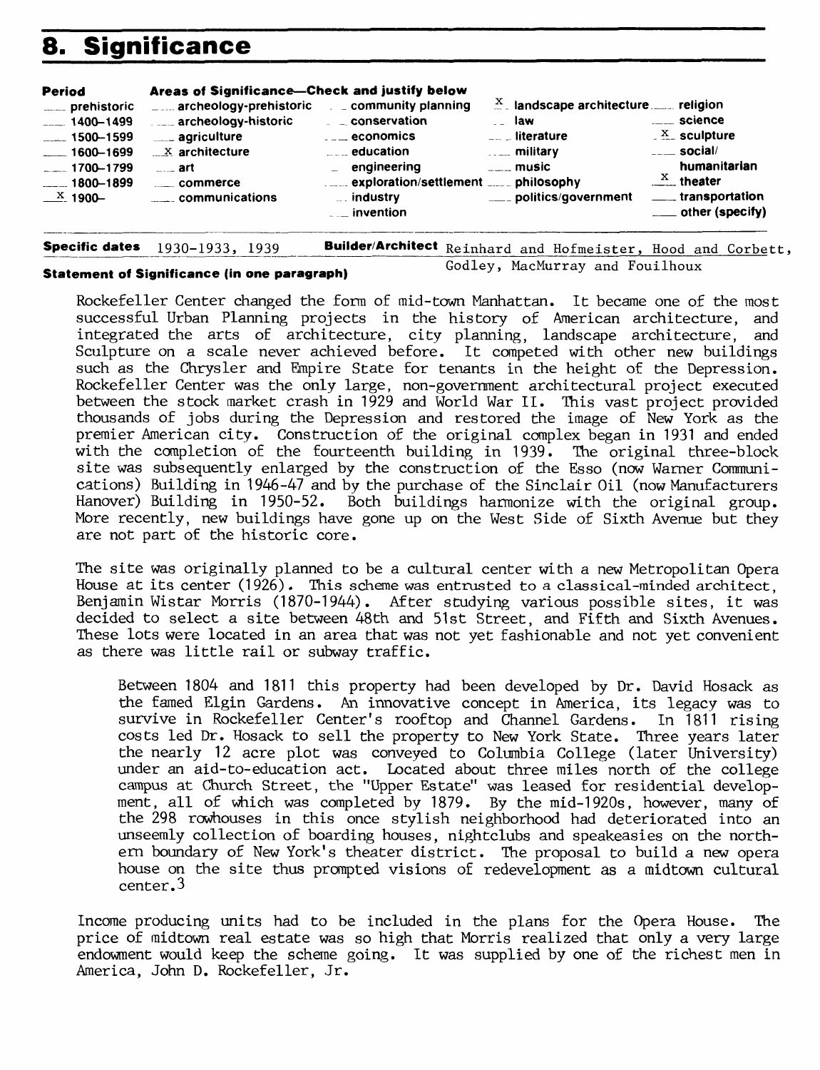# 8. Significance

| Period | Areas of Significance—Check and justify below | | | |
|---|---|---|---|---|
| ___ prehistoric | ___ archeology-prehistoric | ___ community planning | X landscape architecture | ___ religion |
| ___ 1400–1499 | ___ archeology-historic | ___ conservation | ___ law | ___ science |
| ___ 1500–1599 | ___ agriculture | ___ economics | ___ literature | X sculpture |
| ___ 1600–1699 | X architecture | ___ education | ___ military | ___ social/humanitarian |
| ___ 1700–1799 | ___ art | ___ engineering | ___ music | X theater |
| ___ 1800–1899 | ___ commerce | ___ exploration/settlement | ___ philosophy | ___ transportation |
| X 1900– | ___ communications | ___ industry | ___ politics/government | ___ other (specify) |
| | | ___ invention | | |

**Specific dates** 1930-1933, 1939 **Builder/Architect** Reinhard and Hofmeister, Hood and Corbett, Godley, MacMurray and Fouilhoux

**Statement of Significance (in one paragraph)**

Rockefeller Center changed the form of mid-town Manhattan. It became one of the most successful Urban Planning projects in the history of American architecture, and integrated the arts of architecture, city planning, landscape architecture, and Sculpture on a scale never achieved before. It competed with other new buildings such as the Chrysler and Empire State for tenants in the height of the Depression. Rockefeller Center was the only large, non-government architectural project executed between the stock market crash in 1929 and World War II. This vast project provided thousands of jobs during the Depression and restored the image of New York as the premier American city. Construction of the original complex began in 1931 and ended with the completion of the fourteenth building in 1939. The original three-block site was subsequently enlarged by the construction of the Esso (now Warner Communications) Building in 1946-47 and by the purchase of the Sinclair Oil (now Manufacturers Hanover) Building in 1950-52. Both buildings harmonize with the original group. More recently, new buildings have gone up on the West Side of Sixth Avenue but they are not part of the historic core.

The site was originally planned to be a cultural center with a new Metropolitan Opera House at its center (1926). This scheme was entrusted to a classical-minded architect, Benjamin Wistar Morris (1870-1944). After studying various possible sites, it was decided to select a site between 48th and 51st Street, and Fifth and Sixth Avenues. These lots were located in an area that was not yet fashionable and not yet convenient as there was little rail or subway traffic.

> Between 1804 and 1811 this property had been developed by Dr. David Hosack as the famed Elgin Gardens. An innovative concept in America, its legacy was to survive in Rockefeller Center's rooftop and Channel Gardens. In 1811 rising costs led Dr. Hosack to sell the property to New York State. Three years later the nearly 12 acre plot was conveyed to Columbia College (later University) under an aid-to-education act. Located about three miles north of the college campus at Church Street, the "Upper Estate" was leased for residential development, all of which was completed by 1879. By the mid-1920s, however, many of the 298 rowhouses in this once stylish neighborhood had deteriorated into an unseemly collection of boarding houses, nightclubs and speakeasies on the northern boundary of New York's theater district. The proposal to build a new opera house on the site thus prompted visions of redevelopment as a midtown cultural center.[3]

Income producing units had to be included in the plans for the Opera House. The price of midtown real estate was so high that Morris realized that only a very large endowment would keep the scheme going. It was supplied by one of the richest men in America, John D. Rockefeller, Jr.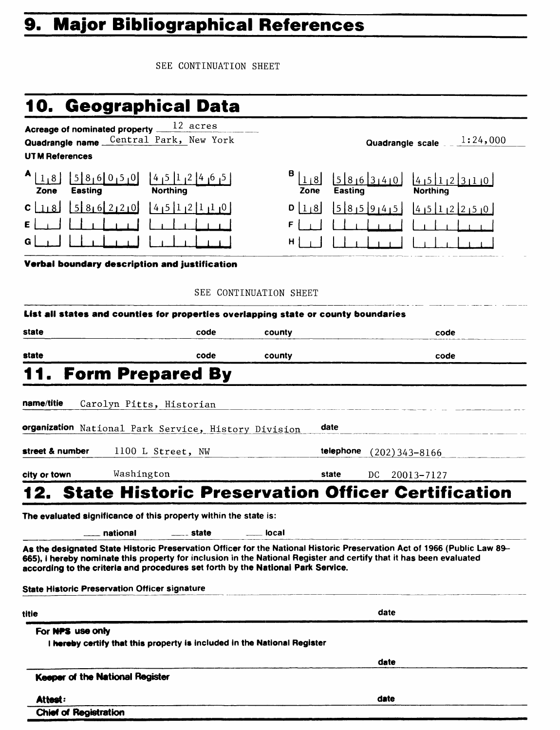# 9. Major Bibliographical References

SEE CONTINUATION SHEET

# 10. Geographical Data

**Acreage of nominated property** 12 acres

**Quadrangle name** Central Park, New York **Quadrangle scale** 1:24,000

**UTM References**

| | Zone | Easting | Northing | | Zone | Easting | Northing |
|---|---|---|---|---|---|---|---|
| A | 18 | 586050 | 4512465 | B | 18 | 586340 | 4512310 |
| C | 18 | 586220 | 4512110 | D | 18 | 585945 | 4512250 |
| E | | | | F | | | |
| G | | | | H | | | |

**Verbal boundary description and justification**

SEE CONTINUATION SHEET

**List all states and counties for properties overlapping state or county boundaries**

| state | code | county | code |
|---|---|---|---|
| state | code | county | code |

# 11. Form Prepared By

**name/title** Carolyn Pitts, Historian

**organization** National Park Service, History Division **date**

**street & number** 1100 L Street, NW **telephone** (202)343-8166

**city or town** Washington **state** DC 20013-7127

# 12. State Historic Preservation Officer Certification

**The evaluated significance of this property within the state is:**

\_\_\_ national \_\_\_ state \_\_\_ local

**As the designated State Historic Preservation Officer for the National Historic Preservation Act of 1966 (Public Law 89-665), I hereby nominate this property for inclusion in the National Register and certify that it has been evaluated according to the criteria and procedures set forth by the National Park Service.**

**State Historic Preservation Officer signature**

**title** **date**

**For NPS use only**

**I hereby certify that this property is included in the National Register**

**date**

**Keeper of the National Register**

**Attest:** **date**

**Chief of Registration**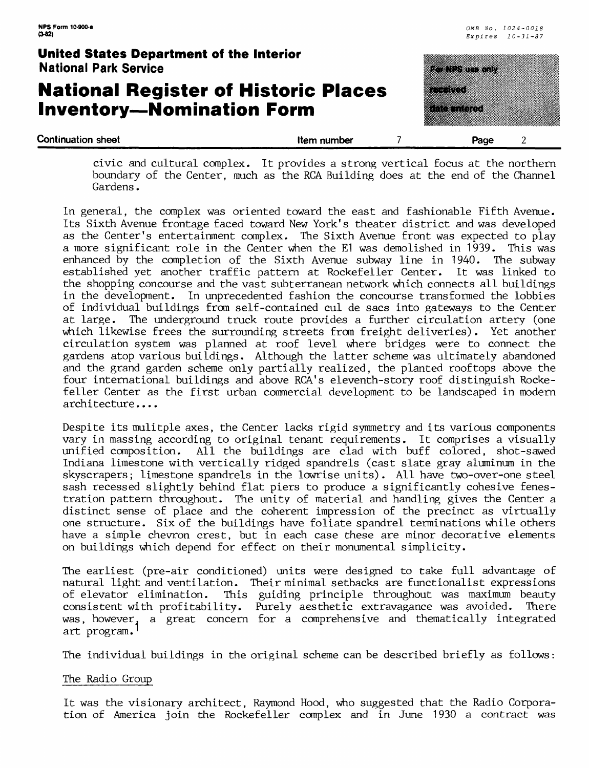civic and cultural complex. It provides a strong vertical focus at the northern boundary of the Center, much as the RCA Building does at the end of the Channel Gardens.

In general, the complex was oriented toward the east and fashionable Fifth Avenue. Its Sixth Avenue frontage faced toward New York's theater district and was developed as the Center's entertainment complex. The Sixth Avenue front was expected to play a more significant role in the Center when the El was demolished in 1939. This was enhanced by the completion of the Sixth Avenue subway line in 1940. The subway established yet another traffic pattern at Rockefeller Center. It was linked to the shopping concourse and the vast subterranean network which connects all buildings in the development. In unprecedented fashion the concourse transformed the lobbies of individual buildings from self-contained cul de sacs into gateways to the Center at large. The underground truck route provides a further circulation artery (one which likewise frees the surrounding streets from freight deliveries). Yet another circulation system was planned at roof level where bridges were to connect the gardens atop various buildings. Although the latter scheme was ultimately abandoned and the grand garden scheme only partially realized, the planted rooftops above the four international buildings and above RCA's eleventh-story roof distinguish Rockefeller Center as the first urban commercial development to be landscaped in modern architecture....

Despite its mulitple axes, the Center lacks rigid symmetry and its various components vary in massing according to original tenant requirements. It comprises a visually unified composition. All the buildings are clad with buff colored, shot-sawed Indiana limestone with vertically ridged spandrels (cast slate gray aluminum in the skyscrapers; limestone spandrels in the lowrise units). All have two-over-one steel sash recessed slightly behind flat piers to produce a significantly cohesive fenestration pattern throughout. The unity of material and handling gives the Center a distinct sense of place and the coherent impression of the precinct as virtually one structure. Six of the buildings have foliate spandrel terminations while others have a simple chevron crest, but in each case these are minor decorative elements on buildings which depend for effect on their monumental simplicity.

The earliest (pre-air conditioned) units were designed to take full advantage of natural light and ventilation. Their minimal setbacks are functionalist expressions of elevator elimination. This guiding principle throughout was maximum beauty consistent with profitability. Purely aesthetic extravagance was avoided. There was, however, a great concern for a comprehensive and thematically integrated art program.[1]

The individual buildings in the original scheme can be described briefly as follows:

The Radio Group

It was the visionary architect, Raymond Hood, who suggested that the Radio Corporation of America join the Rockefeller complex and in June 1930 a contract was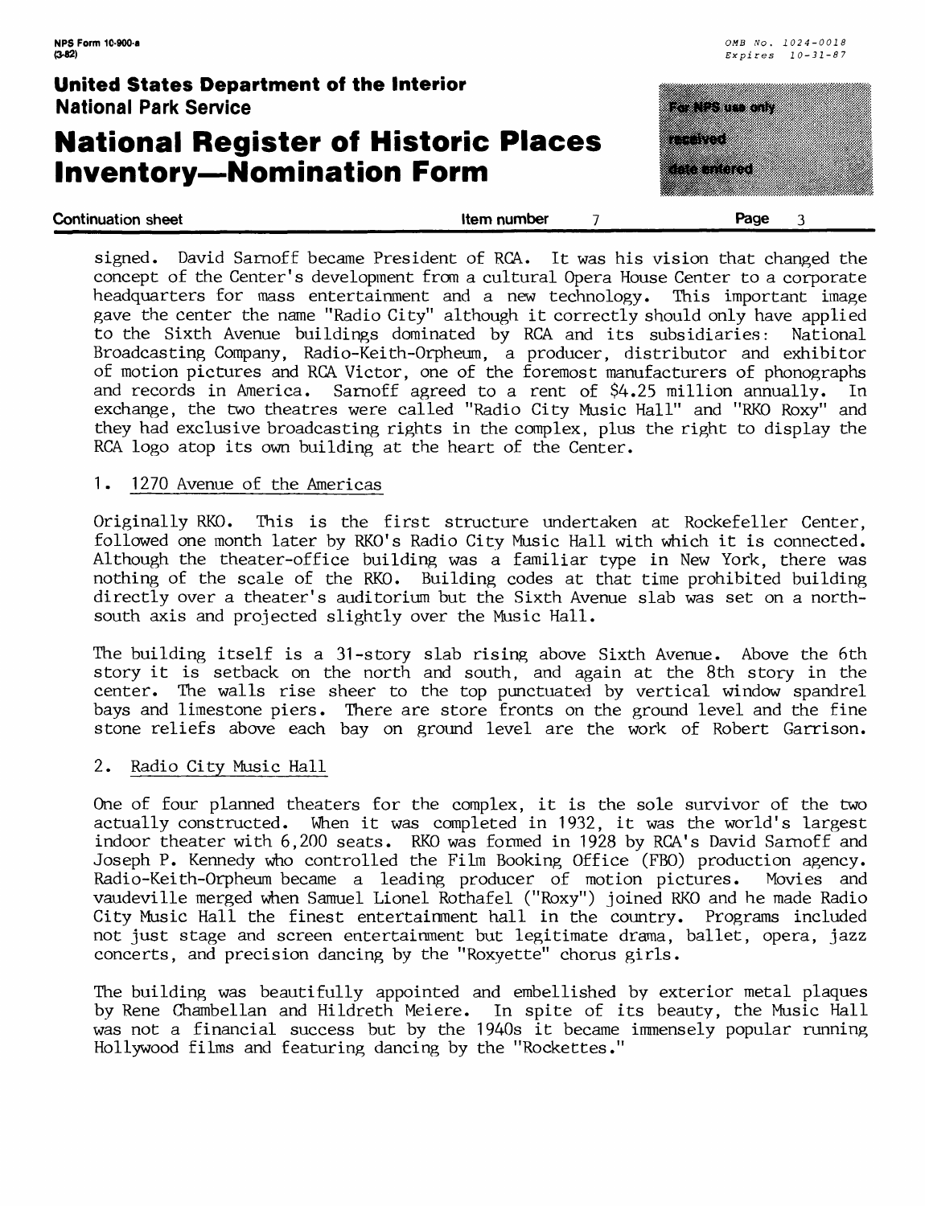signed. David Sarnoff became President of RCA. It was his vision that changed the concept of the Center's development from a cultural Opera House Center to a corporate headquarters for mass entertainment and a new technology. This important image gave the center the name "Radio City" although it correctly should only have applied to the Sixth Avenue buildings dominated by RCA and its subsidiaries: National Broadcasting Company, Radio-Keith-Orpheum, a producer, distributor and exhibitor of motion pictures and RCA Victor, one of the foremost manufacturers of phonographs and records in America. Sarnoff agreed to a rent of $4.25 million annually. In exchange, the two theatres were called "Radio City Music Hall" and "RKO Roxy" and they had exclusive broadcasting rights in the complex, plus the right to display the RCA logo atop its own building at the heart of the Center.

1. <u>1270 Avenue of the Americas</u>

Originally RKO. This is the first structure undertaken at Rockefeller Center, followed one month later by RKO's Radio City Music Hall with which it is connected. Although the theater-office building was a familiar type in New York, there was nothing of the scale of the RKO. Building codes at that time prohibited building directly over a theater's auditorium but the Sixth Avenue slab was set on a north-south axis and projected slightly over the Music Hall.

The building itself is a 31-story slab rising above Sixth Avenue. Above the 6th story it is setback on the north and south, and again at the 8th story in the center. The walls rise sheer to the top punctuated by vertical window spandrel bays and limestone piers. There are store fronts on the ground level and the fine stone reliefs above each bay on ground level are the work of Robert Garrison.

2. <u>Radio City Music Hall</u>

One of four planned theaters for the complex, it is the sole survivor of the two actually constructed. When it was completed in 1932, it was the world's largest indoor theater with 6,200 seats. RKO was formed in 1928 by RCA's David Sarnoff and Joseph P. Kennedy who controlled the Film Booking Office (FBO) production agency. Radio-Keith-Orpheum became a leading producer of motion pictures. Movies and vaudeville merged when Samuel Lionel Rothafel ("Roxy") joined RKO and he made Radio City Music Hall the finest entertainment hall in the country. Programs included not just stage and screen entertainment but legitimate drama, ballet, opera, jazz concerts, and precision dancing by the "Roxyette" chorus girls.

The building was beautifully appointed and embellished by exterior metal plaques by Rene Chambellan and Hildreth Meiere. In spite of its beauty, the Music Hall was not a financial success but by the 1940s it became immensely popular running Hollywood films and featuring dancing by the "Rockettes."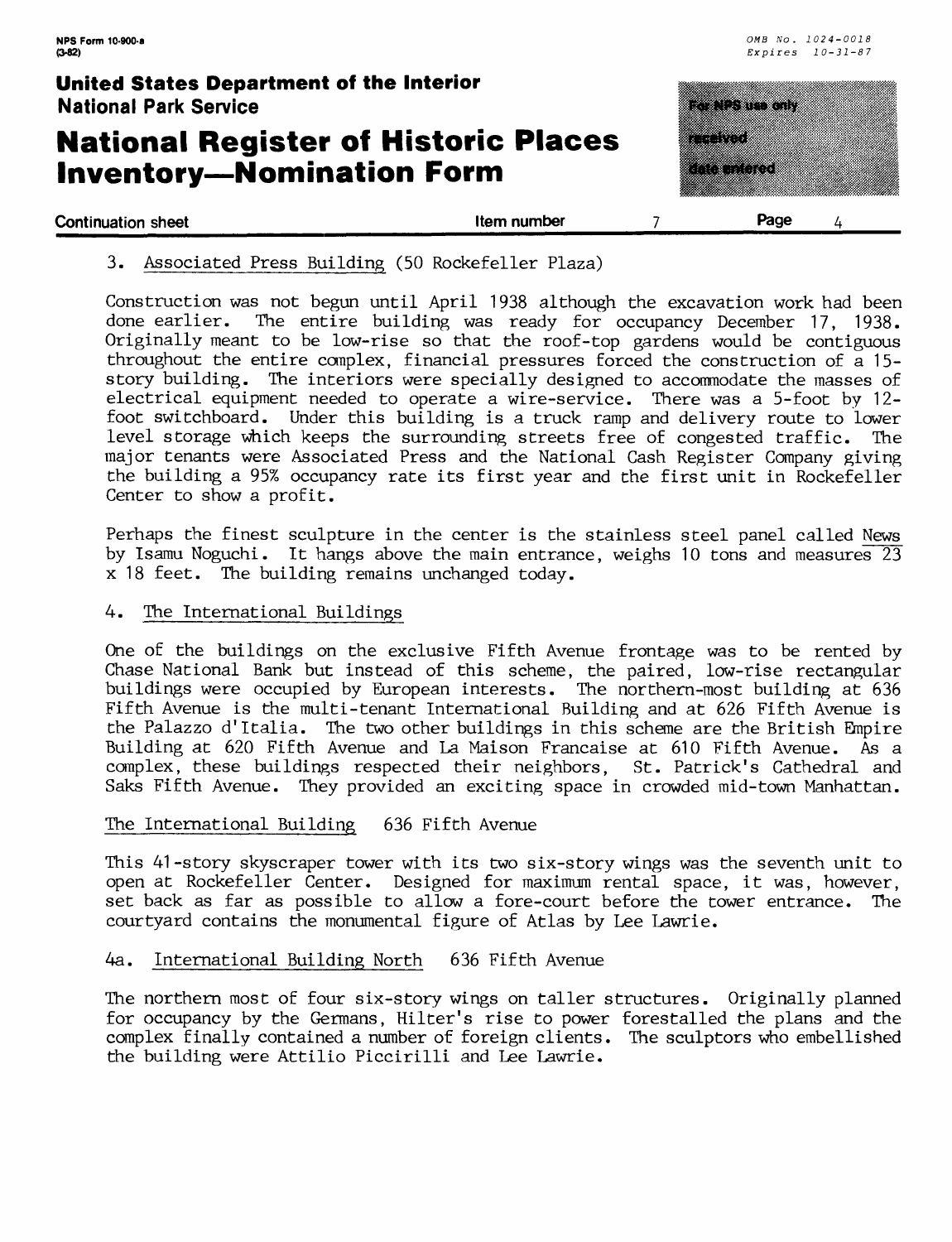3. Associated Press Building (50 Rockefeller Plaza)

Construction was not begun until April 1938 although the excavation work had been done earlier. The entire building was ready for occupancy December 17, 1938. Originally meant to be low-rise so that the roof-top gardens would be contiguous throughout the entire complex, financial pressures forced the construction of a 15-story building. The interiors were specially designed to accommodate the masses of electrical equipment needed to operate a wire-service. There was a 5-foot by 12-foot switchboard. Under this building is a truck ramp and delivery route to lower level storage which keeps the surrounding streets free of congested traffic. The major tenants were Associated Press and the National Cash Register Company giving the building a 95% occupancy rate its first year and the first unit in Rockefeller Center to show a profit.

Perhaps the finest sculpture in the center is the stainless steel panel called News by Isamu Noguchi. It hangs above the main entrance, weighs 10 tons and measures 23 x 18 feet. The building remains unchanged today.

4. The International Buildings

One of the buildings on the exclusive Fifth Avenue frontage was to be rented by Chase National Bank but instead of this scheme, the paired, low-rise rectangular buildings were occupied by European interests. The northern-most building at 636 Fifth Avenue is the multi-tenant International Building and at 626 Fifth Avenue is the Palazzo d'Italia. The two other buildings in this scheme are the British Empire Building at 620 Fifth Avenue and La Maison Francaise at 610 Fifth Avenue. As a complex, these buildings respected their neighbors, St. Patrick's Cathedral and Saks Fifth Avenue. They provided an exciting space in crowded mid-town Manhattan.

The International Building 636 Fifth Avenue

This 41-story skyscraper tower with its two six-story wings was the seventh unit to open at Rockefeller Center. Designed for maximum rental space, it was, however, set back as far as possible to allow a fore-court before the tower entrance. The courtyard contains the monumental figure of Atlas by Lee Lawrie.

4a. International Building North 636 Fifth Avenue

The northern most of four six-story wings on taller structures. Originally planned for occupancy by the Germans, Hilter's rise to power forestalled the plans and the complex finally contained a number of foreign clients. The sculptors who embellished the building were Attilio Piccirilli and Lee Lawrie.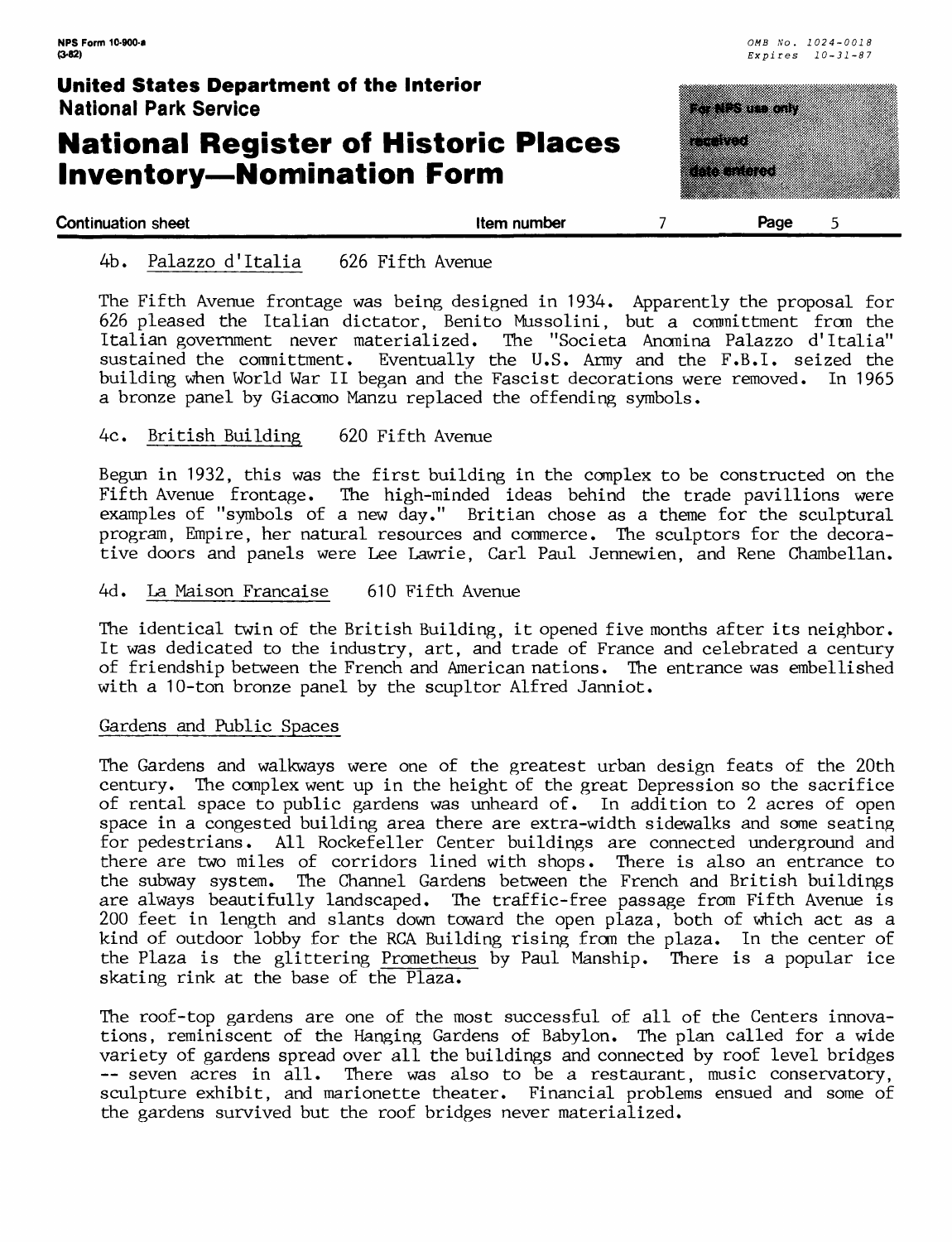4b. Palazzo d'Italia 626 Fifth Avenue

The Fifth Avenue frontage was being designed in 1934. Apparently the proposal for 626 pleased the Italian dictator, Benito Mussolini, but a committment from the Italian government never materialized. The "Societa Anomina Palazzo d'Italia" sustained the committment. Eventually the U.S. Army and the F.B.I. seized the building when World War II began and the Fascist decorations were removed. In 1965 a bronze panel by Giacomo Manzu replaced the offending symbols.

4c. British Building 620 Fifth Avenue

Begun in 1932, this was the first building in the complex to be constructed on the Fifth Avenue frontage. The high-minded ideas behind the trade pavillions were examples of "symbols of a new day." Britian chose as a theme for the sculptural program, Empire, her natural resources and commerce. The sculptors for the decorative doors and panels were Lee Lawrie, Carl Paul Jennewien, and Rene Chambellan.

4d. La Maison Francaise 610 Fifth Avenue

The identical twin of the British Building, it opened five months after its neighbor. It was dedicated to the industry, art, and trade of France and celebrated a century of friendship between the French and American nations. The entrance was embellished with a 10-ton bronze panel by the scupltor Alfred Janniot.

Gardens and Public Spaces

The Gardens and walkways were one of the greatest urban design feats of the 20th century. The complex went up in the height of the great Depression so the sacrifice of rental space to public gardens was unheard of. In addition to 2 acres of open space in a congested building area there are extra-width sidewalks and some seating for pedestrians. All Rockefeller Center buildings are connected underground and there are two miles of corridors lined with shops. There is also an entrance to the subway system. The Channel Gardens between the French and British buildings are always beautifully landscaped. The traffic-free passage from Fifth Avenue is 200 feet in length and slants down toward the open plaza, both of which act as a kind of outdoor lobby for the RCA Building rising from the plaza. In the center of the Plaza is the glittering Prometheus by Paul Manship. There is a popular ice skating rink at the base of the Plaza.

The roof-top gardens are one of the most successful of all of the Centers innovations, reminiscent of the Hanging Gardens of Babylon. The plan called for a wide variety of gardens spread over all the buildings and connected by roof level bridges -- seven acres in all. There was also to be a restaurant, music conservatory, sculpture exhibit, and marionette theater. Financial problems ensued and some of the gardens survived but the roof bridges never materialized.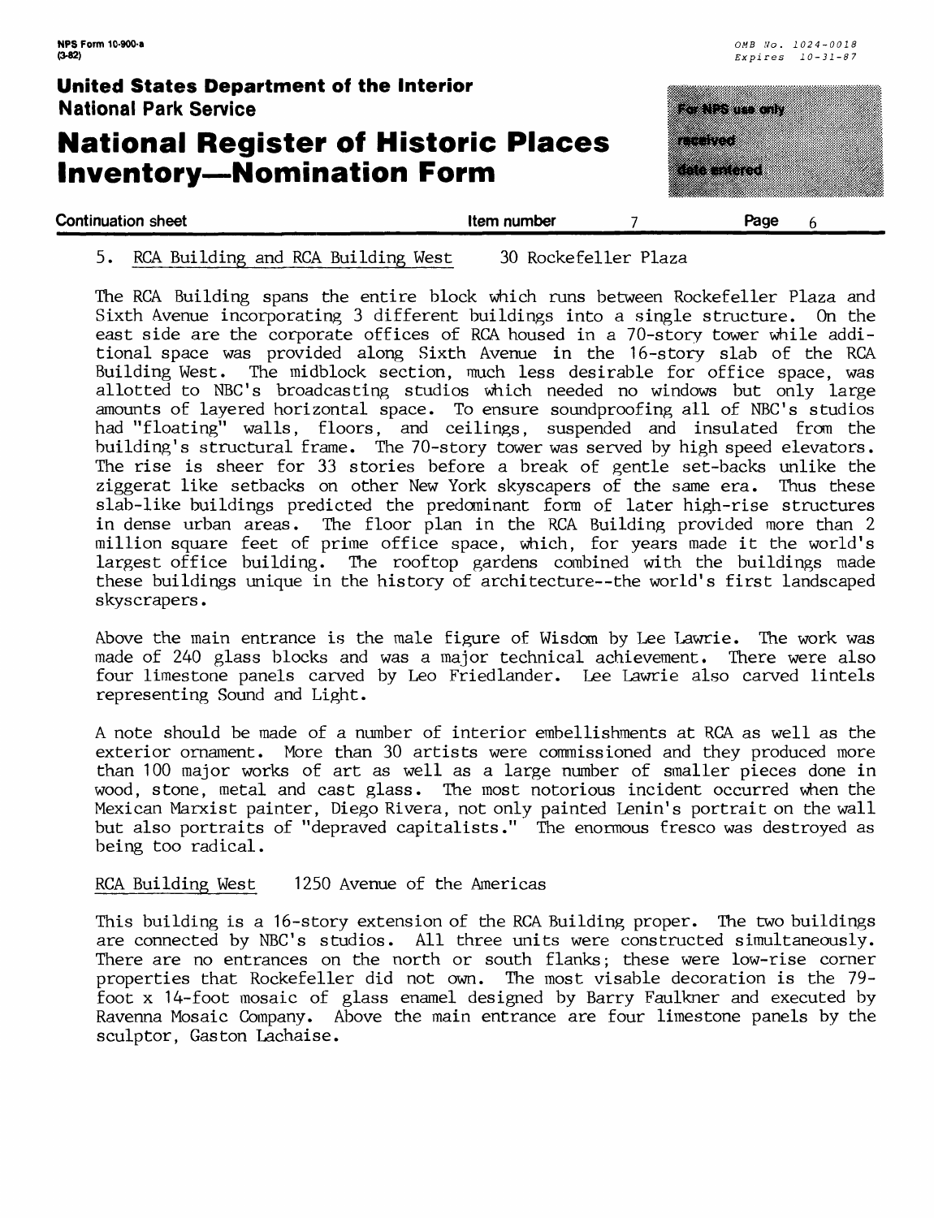5. RCA Building and RCA Building West 30 Rockefeller Plaza

The RCA Building spans the entire block which runs between Rockefeller Plaza and Sixth Avenue incorporating 3 different buildings into a single structure. On the east side are the corporate offices of RCA housed in a 70-story tower while additional space was provided along Sixth Avenue in the 16-story slab of the RCA Building West. The midblock section, much less desirable for office space, was allotted to NBC's broadcasting studios which needed no windows but only large amounts of layered horizontal space. To ensure soundproofing all of NBC's studios had "floating" walls, floors, and ceilings, suspended and insulated from the building's structural frame. The 70-story tower was served by high speed elevators. The rise is sheer for 33 stories before a break of gentle set-backs unlike the ziggerat like setbacks on other New York skyscrapers of the same era. Thus these slab-like buildings predicted the predominant form of later high-rise structures in dense urban areas. The floor plan in the RCA Building provided more than 2 million square feet of prime office space, which, for years made it the world's largest office building. The rooftop gardens combined with the buildings made these buildings unique in the history of architecture--the world's first landscaped skyscrapers.

Above the main entrance is the male figure of Wisdom by Lee Lawrie. The work was made of 240 glass blocks and was a major technical achievement. There were also four limestone panels carved by Leo Friedlander. Lee Lawrie also carved lintels representing Sound and Light.

A note should be made of a number of interior embellishments at RCA as well as the exterior ornament. More than 30 artists were commissioned and they produced more than 100 major works of art as well as a large number of smaller pieces done in wood, stone, metal and cast glass. The most notorious incident occurred when the Mexican Marxist painter, Diego Rivera, not only painted Lenin's portrait on the wall but also portraits of "depraved capitalists." The enormous fresco was destroyed as being too radical.

RCA Building West 1250 Avenue of the Americas

This building is a 16-story extension of the RCA Building proper. The two buildings are connected by NBC's studios. All three units were constructed simultaneously. There are no entrances on the north or south flanks; these were low-rise corner properties that Rockefeller did not own. The most visable decoration is the 79-foot x 14-foot mosaic of glass enamel designed by Barry Faulkner and executed by Ravenna Mosaic Company. Above the main entrance are four limestone panels by the sculptor, Gaston Lachaise.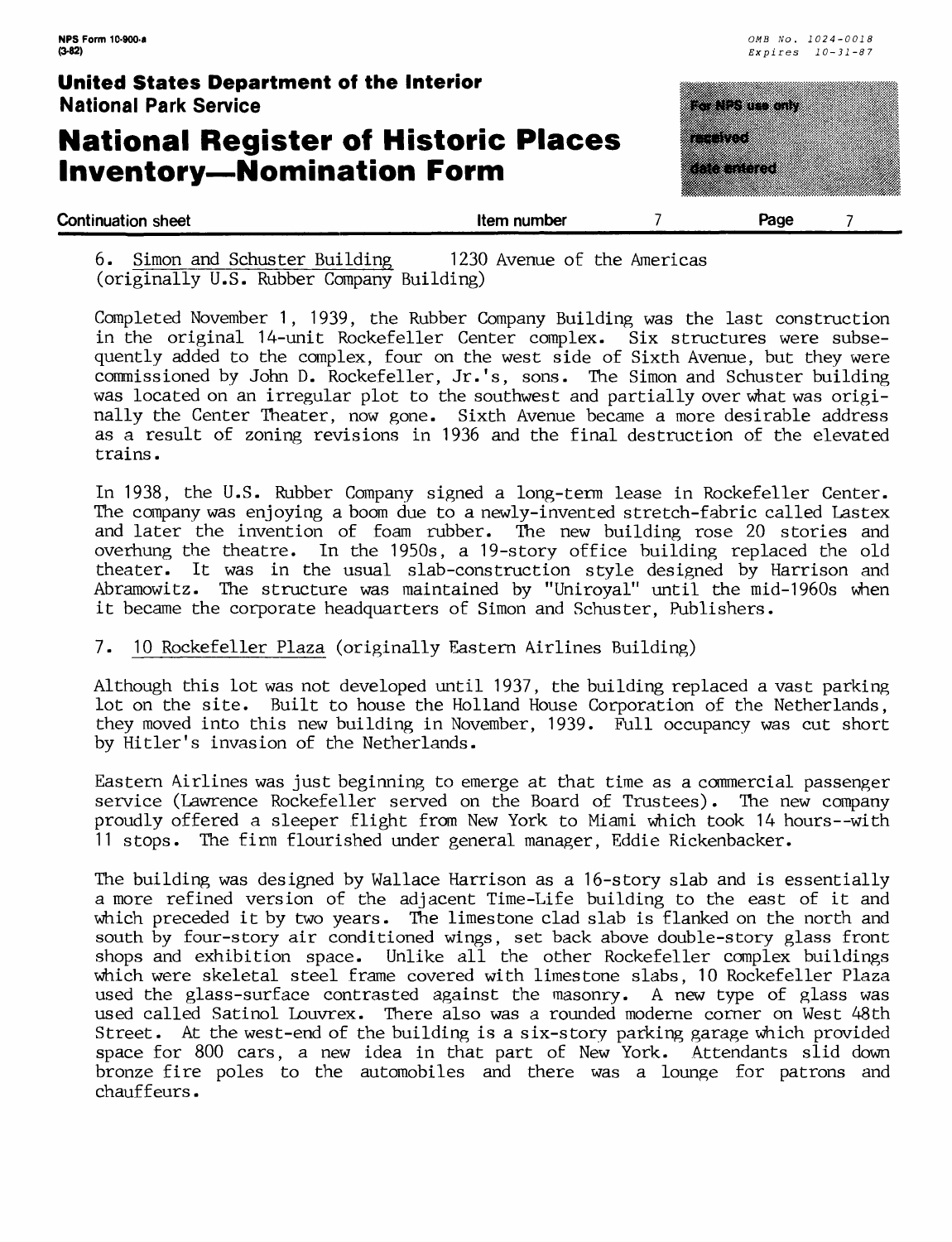6. Simon and Schuster Building 1230 Avenue of the Americas (originally U.S. Rubber Company Building)

Completed November 1, 1939, the Rubber Company Building was the last construction in the original 14-unit Rockefeller Center complex. Six structures were subsequently added to the complex, four on the west side of Sixth Avenue, but they were commissioned by John D. Rockefeller, Jr.'s, sons. The Simon and Schuster building was located on an irregular plot to the southwest and partially over what was originally the Center Theater, now gone. Sixth Avenue became a more desirable address as a result of zoning revisions in 1936 and the final destruction of the elevated trains.

In 1938, the U.S. Rubber Company signed a long-term lease in Rockefeller Center. The company was enjoying a boom due to a newly-invented stretch-fabric called Lastex and later the invention of foam rubber. The new building rose 20 stories and overhung the theatre. In the 1950s, a 19-story office building replaced the old theater. It was in the usual slab-construction style designed by Harrison and Abramowitz. The structure was maintained by "Uniroyal" until the mid-1960s when it became the corporate headquarters of Simon and Schuster, Publishers.

7. 10 Rockefeller Plaza (originally Eastern Airlines Building)

Although this lot was not developed until 1937, the building replaced a vast parking lot on the site. Built to house the Holland House Corporation of the Netherlands, they moved into this new building in November, 1939. Full occupancy was cut short by Hitler's invasion of the Netherlands.

Eastern Airlines was just beginning to emerge at that time as a commercial passenger service (Lawrence Rockefeller served on the Board of Trustees). The new company proudly offered a sleeper flight from New York to Miami which took 14 hours--with 11 stops. The firm flourished under general manager, Eddie Rickenbacker.

The building was designed by Wallace Harrison as a 16-story slab and is essentially a more refined version of the adjacent Time-Life building to the east of it and which preceded it by two years. The limestone clad slab is flanked on the north and south by four-story air conditioned wings, set back above double-story glass front shops and exhibition space. Unlike all the other Rockefeller complex buildings which were skeletal steel frame covered with limestone slabs, 10 Rockefeller Plaza used the glass-surface contrasted against the masonry. A new type of glass was used called Satinol Louvrex. There also was a rounded moderne corner on West 48th Street. At the west-end of the building is a six-story parking garage which provided space for 800 cars, a new idea in that part of New York. Attendants slid down bronze fire poles to the automobiles and there was a lounge for patrons and chauffeurs.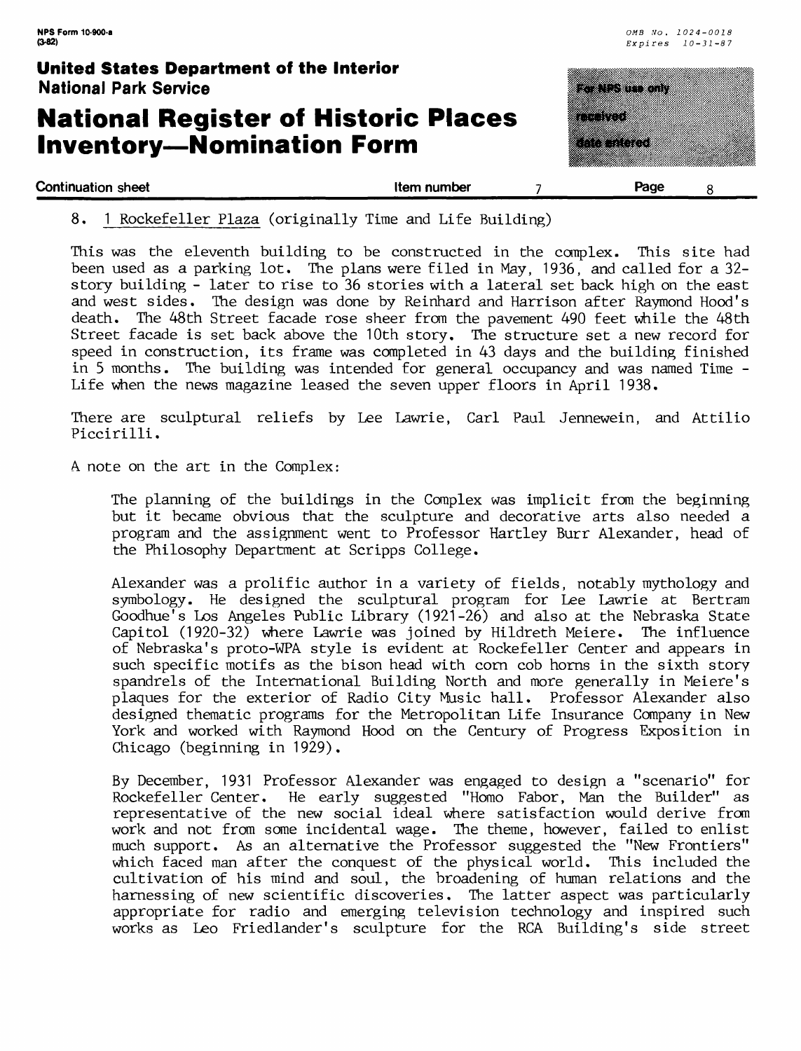8. 1 Rockefeller Plaza (originally Time and Life Building)

This was the eleventh building to be constructed in the complex. This site had been used as a parking lot. The plans were filed in May, 1936, and called for a 32-story building - later to rise to 36 stories with a lateral set back high on the east and west sides. The design was done by Reinhard and Harrison after Raymond Hood's death. The 48th Street facade rose sheer from the pavement 490 feet while the 48th Street facade is set back above the 10th story. The structure set a new record for speed in construction, its frame was completed in 43 days and the building finished in 5 months. The building was intended for general occupancy and was named Time - Life when the news magazine leased the seven upper floors in April 1938.

There are sculptural reliefs by Lee Lawrie, Carl Paul Jennewein, and Attilio Piccirilli.

A note on the art in the Complex:

> The planning of the buildings in the Complex was implicit from the beginning but it became obvious that the sculpture and decorative arts also needed a program and the assignment went to Professor Hartley Burr Alexander, head of the Philosophy Department at Scripps College.
>
> Alexander was a prolific author in a variety of fields, notably mythology and symbology. He designed the sculptural program for Lee Lawrie at Bertram Goodhue's Los Angeles Public Library (1921-26) and also at the Nebraska State Capitol (1920-32) where Lawrie was joined by Hildreth Meiere. The influence of Nebraska's proto-WPA style is evident at Rockefeller Center and appears in such specific motifs as the bison head with corn cob horns in the sixth story spandrels of the International Building North and more generally in Meiere's plaques for the exterior of Radio City Music hall. Professor Alexander also designed thematic programs for the Metropolitan Life Insurance Company in New York and worked with Raymond Hood on the Century of Progress Exposition in Chicago (beginning in 1929).
>
> By December, 1931 Professor Alexander was engaged to design a "scenario" for Rockefeller Center. He early suggested "Homo Fabor, Man the Builder" as representative of the new social ideal where satisfaction would derive from work and not from some incidental wage. The theme, however, failed to enlist much support. As an alternative the Professor suggested the "New Frontiers" which faced man after the conquest of the physical world. This included the cultivation of his mind and soul, the broadening of human relations and the harnessing of new scientific discoveries. The latter aspect was particularly appropriate for radio and emerging television technology and inspired such works as Leo Friedlander's sculpture for the RCA Building's side street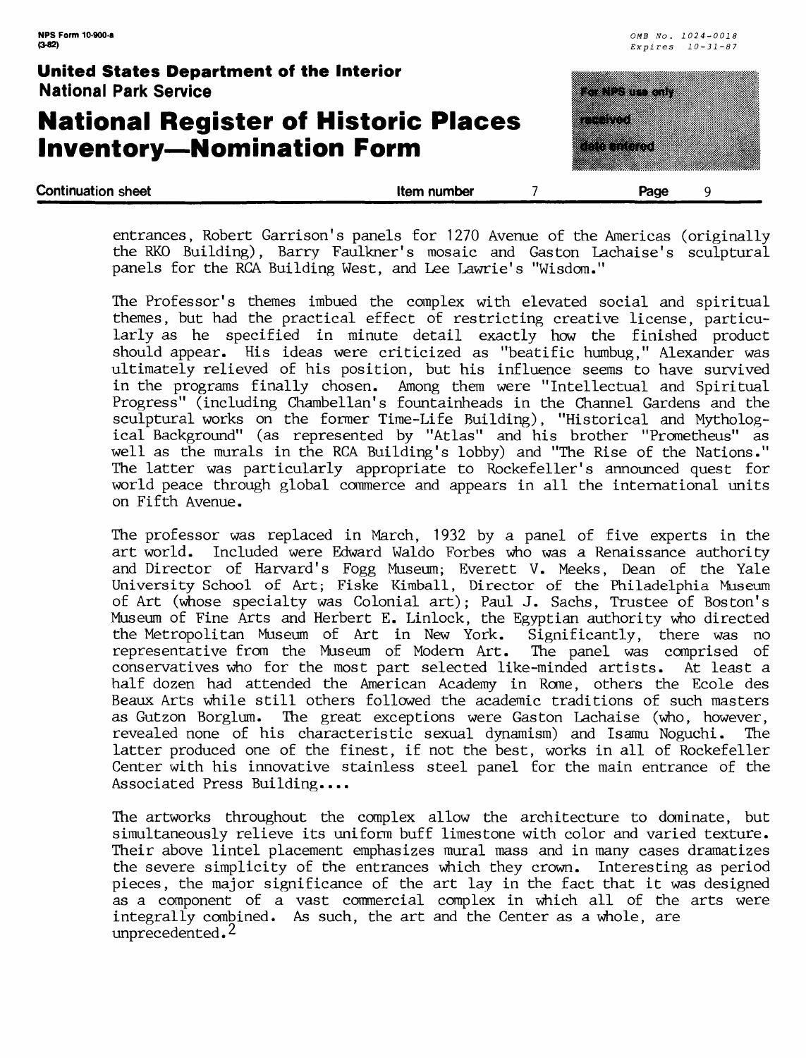entrances, Robert Garrison's panels for 1270 Avenue of the Americas (originally the RKO Building), Barry Faulkner's mosaic and Gaston Lachaise's sculptural panels for the RCA Building West, and Lee Lawrie's "Wisdom."

The Professor's themes imbued the complex with elevated social and spiritual themes, but had the practical effect of restricting creative license, particularly as he specified in minute detail exactly how the finished product should appear. His ideas were criticized as "beatific humbug," Alexander was ultimately relieved of his position, but his influence seems to have survived in the programs finally chosen. Among them were "Intellectual and Spiritual Progress" (including Chambellan's fountainheads in the Channel Gardens and the sculptural works on the former Time-Life Building), "Historical and Mythological Background" (as represented by "Atlas" and his brother "Prometheus" as well as the murals in the RCA Building's lobby) and "The Rise of the Nations." The latter was particularly appropriate to Rockefeller's announced quest for world peace through global commerce and appears in all the international units on Fifth Avenue.

The professor was replaced in March, 1932 by a panel of five experts in the art world. Included were Edward Waldo Forbes who was a Renaissance authority and Director of Harvard's Fogg Museum; Everett V. Meeks, Dean of the Yale University School of Art; Fiske Kimball, Director of the Philadelphia Museum of Art (whose specialty was Colonial art); Paul J. Sachs, Trustee of Boston's Museum of Fine Arts and Herbert E. Linlock, the Egyptian authority who directed the Metropolitan Museum of Art in New York. Significantly, there was no representative from the Museum of Modern Art. The panel was comprised of conservatives who for the most part selected like-minded artists. At least a half dozen had attended the American Academy in Rome, others the Ecole des Beaux Arts while still others followed the academic traditions of such masters as Gutzon Borglum. The great exceptions were Gaston Lachaise (who, however, revealed none of his characteristic sexual dynamism) and Isamu Noguchi. The latter produced one of the finest, if not the best, works in all of Rockefeller Center with his innovative stainless steel panel for the main entrance of the Associated Press Building....

The artworks throughout the complex allow the architecture to dominate, but simultaneously relieve its uniform buff limestone with color and varied texture. Their above lintel placement emphasizes mural mass and in many cases dramatizes the severe simplicity of the entrances which they crown. Interesting as period pieces, the major significance of the art lay in the fact that it was designed as a component of a vast commercial complex in which all of the arts were integrally combined. As such, the art and the Center as a whole, are unprecedented.[2]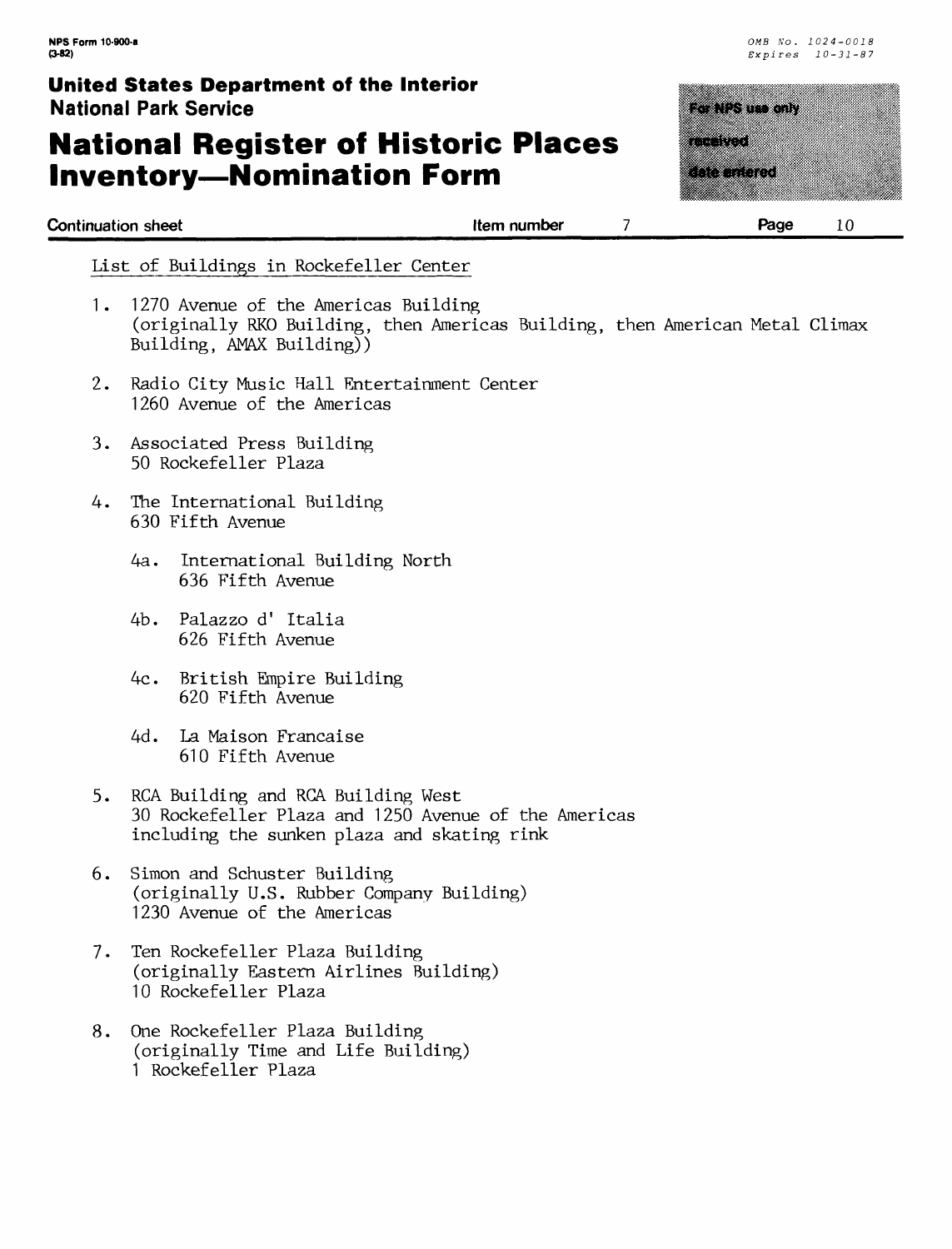Continuation sheet — Item number 7 — Page 10

List of Buildings in Rockefeller Center

1. 1270 Avenue of the Americas Building
   (originally RKO Building, then Americas Building, then American Metal Climax Building, AMAX Building))

2. Radio City Music Hall Entertainment Center
   1260 Avenue of the Americas

3. Associated Press Building
   50 Rockefeller Plaza

4. The International Building
   630 Fifth Avenue

   4a. International Building North
       636 Fifth Avenue

   4b. Palazzo d' Italia
       626 Fifth Avenue

   4c. British Empire Building
       620 Fifth Avenue

   4d. La Maison Francaise
       610 Fifth Avenue

5. RCA Building and RCA Building West
   30 Rockefeller Plaza and 1250 Avenue of the Americas
   including the sunken plaza and skating rink

6. Simon and Schuster Building
   (originally U.S. Rubber Company Building)
   1230 Avenue of the Americas

7. Ten Rockefeller Plaza Building
   (originally Eastern Airlines Building)
   10 Rockefeller Plaza

8. One Rockefeller Plaza Building
   (originally Time and Life Building)
   1 Rockefeller Plaza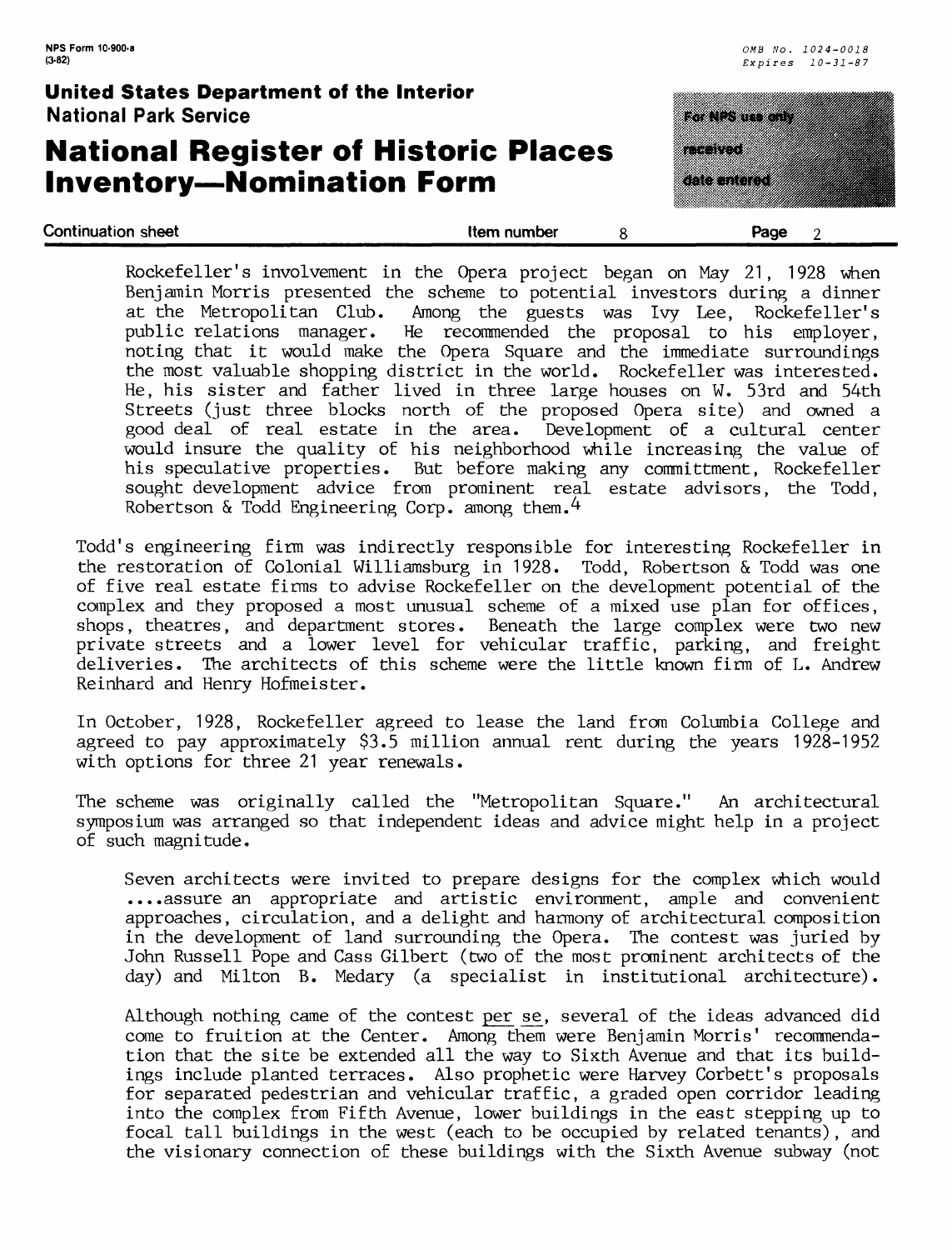Rockefeller's involvement in the Opera project began on May 21, 1928 when Benjamin Morris presented the scheme to potential investors during a dinner at the Metropolitan Club. Among the guests was Ivy Lee, Rockefeller's public relations manager. He recommended the proposal to his employer, noting that it would make the Opera Square and the immediate surroundings the most valuable shopping district in the world. Rockefeller was interested. He, his sister and father lived in three large houses on W. 53rd and 54th Streets (just three blocks north of the proposed Opera site) and owned a good deal of real estate in the area. Development of a cultural center would insure the quality of his neighborhood while increasing the value of his speculative properties. But before making any committment, Rockefeller sought development advice from prominent real estate advisors, the Todd, Robertson & Todd Engineering Corp. among them.[4]

Todd's engineering firm was indirectly responsible for interesting Rockefeller in the restoration of Colonial Williamsburg in 1928. Todd, Robertson & Todd was one of five real estate firms to advise Rockefeller on the development potential of the complex and they proposed a most unusual scheme of a mixed use plan for offices, shops, theatres, and department stores. Beneath the large complex were two new private streets and a lower level for vehicular traffic, parking, and freight deliveries. The architects of this scheme were the little known firm of L. Andrew Reinhard and Henry Hofmeister.

In October, 1928, Rockefeller agreed to lease the land from Columbia College and agreed to pay approximately $3.5 million annual rent during the years 1928-1952 with options for three 21 year renewals.

The scheme was originally called the "Metropolitan Square." An architectural symposium was arranged so that independent ideas and advice might help in a project of such magnitude.

> Seven architects were invited to prepare designs for the complex which would ....assure an appropriate and artistic environment, ample and convenient approaches, circulation, and a delight and harmony of architectural composition in the development of land surrounding the Opera. The contest was juried by John Russell Pope and Cass Gilbert (two of the most prominent architects of the day) and Milton B. Medary (a specialist in institutional architecture).
>
> Although nothing came of the contest *per se*, several of the ideas advanced did come to fruition at the Center. Among them were Benjamin Morris' recommendation that the site be extended all the way to Sixth Avenue and that its buildings include planted terraces. Also prophetic were Harvey Corbett's proposals for separated pedestrian and vehicular traffic, a graded open corridor leading into the complex from Fifth Avenue, lower buildings in the east stepping up to focal tall buildings in the west (each to be occupied by related tenants), and the visionary connection of these buildings with the Sixth Avenue subway (not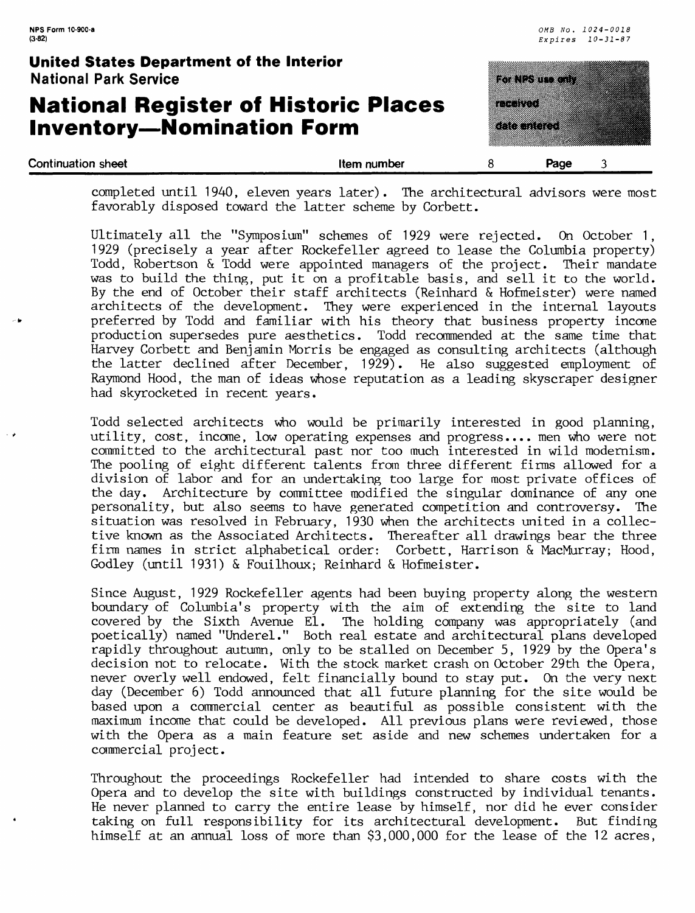completed until 1940, eleven years later). The architectural advisors were most favorably disposed toward the latter scheme by Corbett.

Ultimately all the "Symposium" schemes of 1929 were rejected. On October 1, 1929 (precisely a year after Rockefeller agreed to lease the Columbia property) Todd, Robertson & Todd were appointed managers of the project. Their mandate was to build the thing, put it on a profitable basis, and sell it to the world. By the end of October their staff architects (Reinhard & Hofmeister) were named architects of the development. They were experienced in the internal layouts preferred by Todd and familiar with his theory that business property income production supersedes pure aesthetics. Todd recommended at the same time that Harvey Corbett and Benjamin Morris be engaged as consulting architects (although the latter declined after December, 1929). He also suggested employment of Raymond Hood, the man of ideas whose reputation as a leading skyscraper designer had skyrocketed in recent years.

Todd selected architects who would be primarily interested in good planning, utility, cost, income, low operating expenses and progress.... men who were not committed to the architectural past nor too much interested in wild modernism. The pooling of eight different talents from three different firms allowed for a division of labor and for an undertaking too large for most private offices of the day. Architecture by committee modified the singular dominance of any one personality, but also seems to have generated competition and controversy. The situation was resolved in February, 1930 when the architects united in a collective known as the Associated Architects. Thereafter all drawings bear the three firm names in strict alphabetical order: Corbett, Harrison & MacMurray; Hood, Godley (until 1931) & Fouilhoux; Reinhard & Hofmeister.

Since August, 1929 Rockefeller agents had been buying property along the western boundary of Columbia's property with the aim of extending the site to land covered by the Sixth Avenue El. The holding company was appropriately (and poetically) named "Underel." Both real estate and architectural plans developed rapidly throughout autumn, only to be stalled on December 5, 1929 by the Opera's decision not to relocate. With the stock market crash on October 29th the Opera, never overly well endowed, felt financially bound to stay put. On the very next day (December 6) Todd announced that all future planning for the site would be based upon a commercial center as beautiful as possible consistent with the maximum income that could be developed. All previous plans were reviewed, those with the Opera as a main feature set aside and new schemes undertaken for a commercial project.

Throughout the proceedings Rockefeller had intended to share costs with the Opera and to develop the site with buildings constructed by individual tenants. He never planned to carry the entire lease by himself, nor did he ever consider taking on full responsibility for its architectural development. But finding himself at an annual loss of more than $3,000,000 for the lease of the 12 acres,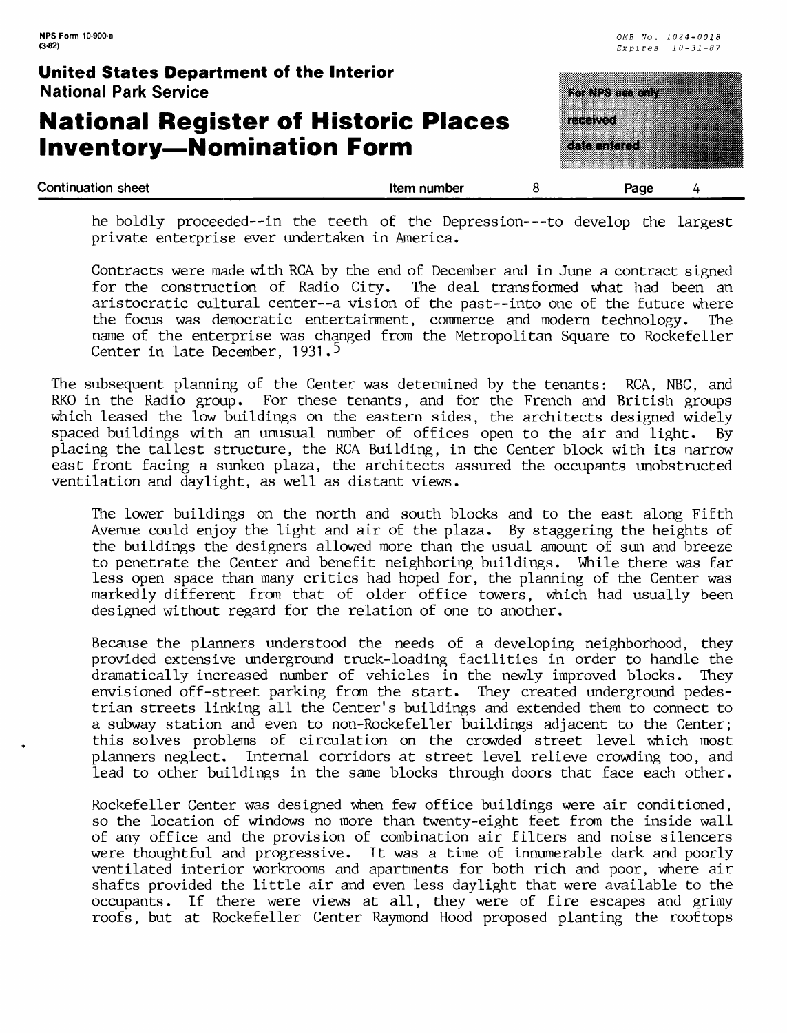he boldly proceeded--in the teeth of the Depression---to develop the largest private enterprise ever undertaken in America.

Contracts were made with RCA by the end of December and in June a contract signed for the construction of Radio City. The deal transformed what had been an aristocratic cultural center--a vision of the past--into one of the future where the focus was democratic entertainment, commerce and modern technology. The name of the enterprise was changed from the Metropolitan Square to Rockefeller Center in late December, 1931.[5]

The subsequent planning of the Center was determined by the tenants: RCA, NBC, and RKO in the Radio group. For these tenants, and for the French and British groups which leased the low buildings on the eastern sides, the architects designed widely spaced buildings with an unusual number of offices open to the air and light. By placing the tallest structure, the RCA Building, in the Center block with its narrow east front facing a sunken plaza, the architects assured the occupants unobstructed ventilation and daylight, as well as distant views.

The lower buildings on the north and south blocks and to the east along Fifth Avenue could enjoy the light and air of the plaza. By staggering the heights of the buildings the designers allowed more than the usual amount of sun and breeze to penetrate the Center and benefit neighboring buildings. While there was far less open space than many critics had hoped for, the planning of the Center was markedly different from that of older office towers, which had usually been designed without regard for the relation of one to another.

Because the planners understood the needs of a developing neighborhood, they provided extensive underground truck-loading facilities in order to handle the dramatically increased number of vehicles in the newly improved blocks. They envisioned off-street parking from the start. They created underground pedestrian streets linking all the Center's buildings and extended them to connect to a subway station and even to non-Rockefeller buildings adjacent to the Center; this solves problems of circulation on the crowded street level which most planners neglect. Internal corridors at street level relieve crowding too, and lead to other buildings in the same blocks through doors that face each other.

Rockefeller Center was designed when few office buildings were air conditioned, so the location of windows no more than twenty-eight feet from the inside wall of any office and the provision of combination air filters and noise silencers were thoughtful and progressive. It was a time of innumerable dark and poorly ventilated interior workrooms and apartments for both rich and poor, where air shafts provided the little air and even less daylight that were available to the occupants. If there were views at all, they were of fire escapes and grimy roofs, but at Rockefeller Center Raymond Hood proposed planting the rooftops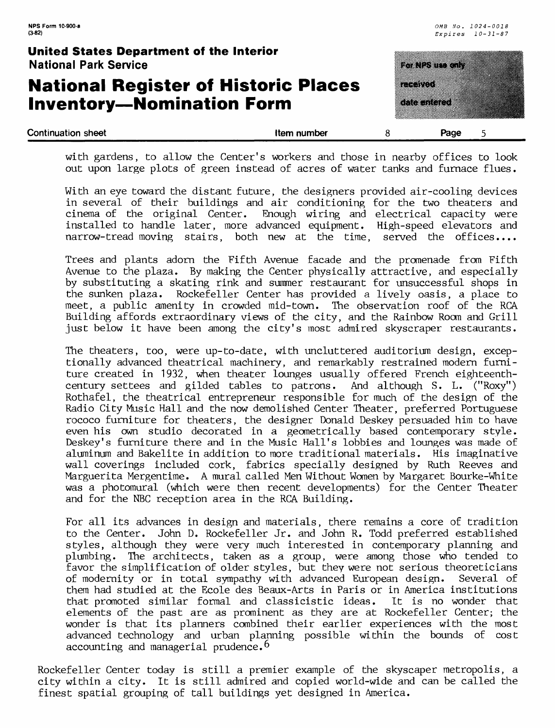with gardens, to allow the Center's workers and those in nearby offices to look out upon large plots of green instead of acres of water tanks and furnace flues.

With an eye toward the distant future, the designers provided air-cooling devices in several of their buildings and air conditioning for the two theaters and cinema of the original Center. Enough wiring and electrical capacity were installed to handle later, more advanced equipment. High-speed elevators and narrow-tread moving stairs, both new at the time, served the offices....

Trees and plants adorn the Fifth Avenue facade and the promenade from Fifth Avenue to the plaza. By making the Center physically attractive, and especially by substituting a skating rink and summer restaurant for unsuccessful shops in the sunken plaza. Rockefeller Center has provided a lively oasis, a place to meet, a public amenity in crowded mid-town. The observation roof of the RCA Building affords extraordinary views of the city, and the Rainbow Room and Grill just below it have been among the city's most admired skyscraper restaurants.

The theaters, too, were up-to-date, with uncluttered auditorium design, exceptionally advanced theatrical machinery, and remarkably restrained modern furniture created in 1932, when theater lounges usually offered French eighteenth-century settees and gilded tables to patrons. And although S. L. ("Roxy") Rothafel, the theatrical entrepreneur responsible for much of the design of the Radio City Music Hall and the now demolished Center Theater, preferred Portuguese rococo furniture for theaters, the designer Donald Deskey persuaded him to have even his own studio decorated in a geometrically based contemporary style. Deskey's furniture there and in the Music Hall's lobbies and lounges was made of aluminum and Bakelite in addition to more traditional materials. His imaginative wall coverings included cork, fabrics specially designed by Ruth Reeves and Marguerita Mergentime. A mural called Men Without Women by Margaret Bourke-White was a photomural (which were then recent developments) for the Center Theater and for the NBC reception area in the RCA Building.

For all its advances in design and materials, there remains a core of tradition to the Center. John D. Rockefeller Jr. and John R. Todd preferred established styles, although they were very much interested in contemporary planning and plumbing. The architects, taken as a group, were among those who tended to favor the simplification of older styles, but they were not serious theoreticians of modernity or in total sympathy with advanced European design. Several of them had studied at the Ecole des Beaux-Arts in Paris or in America institutions that promoted similar formal and classicistic ideas. It is no wonder that elements of the past are as prominent as they are at Rockefeller Center; the wonder is that its planners combined their earlier experiences with the most advanced technology and urban planning possible within the bounds of cost accounting and managerial prudence.[6]

Rockefeller Center today is still a premier example of the skyscaper metropolis, a city within a city. It is still admired and copied world-wide and can be called the finest spatial grouping of tall buildings yet designed in America.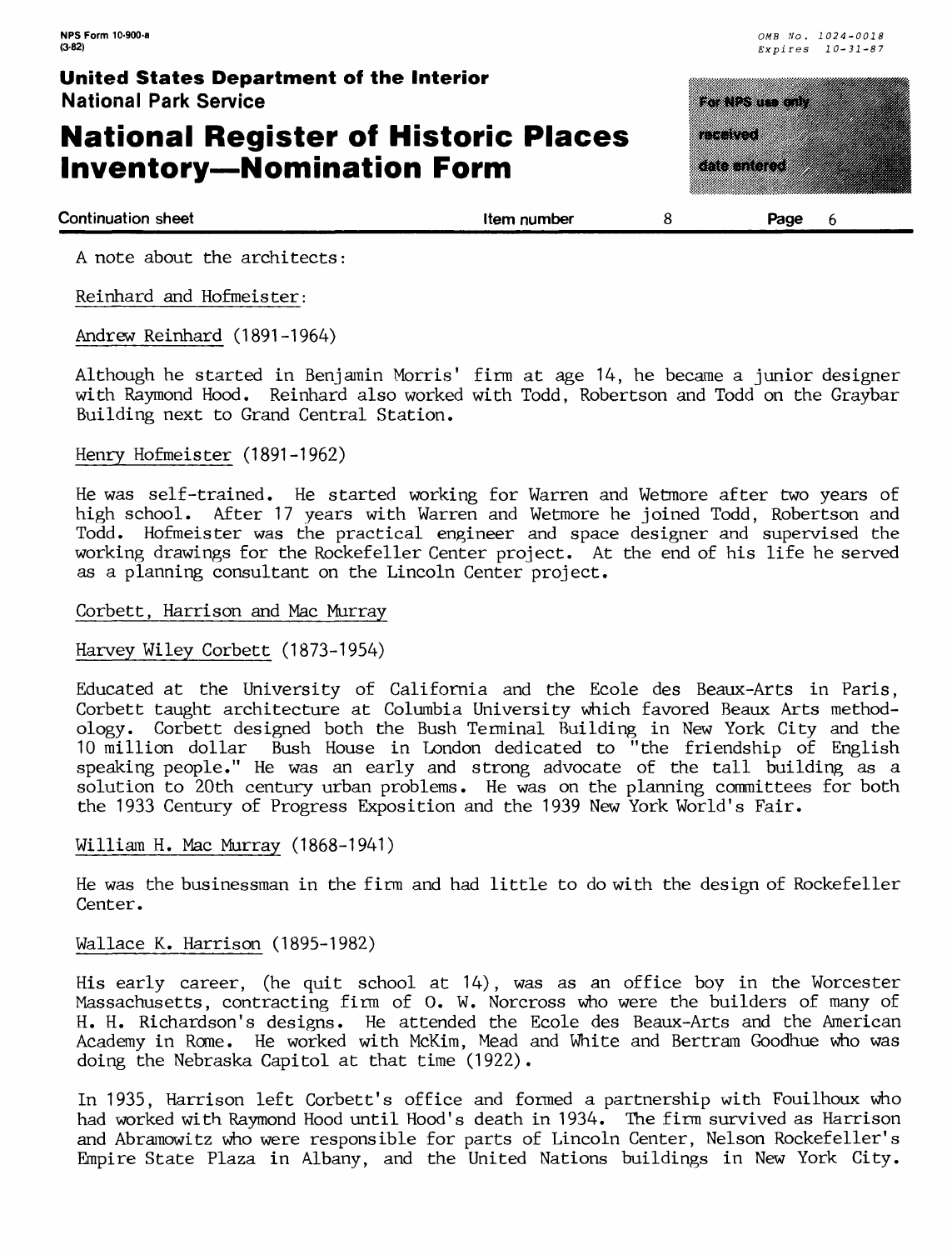A note about the architects:

Reinhard and Hofmeister:

Andrew Reinhard (1891-1964)

Although he started in Benjamin Morris' firm at age 14, he became a junior designer with Raymond Hood. Reinhard also worked with Todd, Robertson and Todd on the Graybar Building next to Grand Central Station.

Henry Hofmeister (1891-1962)

He was self-trained. He started working for Warren and Wetmore after two years of high school. After 17 years with Warren and Wetmore he joined Todd, Robertson and Todd. Hofmeister was the practical engineer and space designer and supervised the working drawings for the Rockefeller Center project. At the end of his life he served as a planning consultant on the Lincoln Center project.

Corbett, Harrison and Mac Murray

Harvey Wiley Corbett (1873-1954)

Educated at the University of California and the Ecole des Beaux-Arts in Paris, Corbett taught architecture at Columbia University which favored Beaux Arts methodology. Corbett designed both the Bush Terminal Building in New York City and the 10 million dollar Bush House in London dedicated to "the friendship of English speaking people." He was an early and strong advocate of the tall building as a solution to 20th century urban problems. He was on the planning committees for both the 1933 Century of Progress Exposition and the 1939 New York World's Fair.

William H. Mac Murray (1868-1941)

He was the businessman in the firm and had little to do with the design of Rockefeller Center.

Wallace K. Harrison (1895-1982)

His early career, (he quit school at 14), was as an office boy in the Worcester Massachusetts, contracting firm of O. W. Norcross who were the builders of many of H. H. Richardson's designs. He attended the Ecole des Beaux-Arts and the American Academy in Rome. He worked with McKim, Mead and White and Bertram Goodhue who was doing the Nebraska Capitol at that time (1922).

In 1935, Harrison left Corbett's office and formed a partnership with Fouilhoux who had worked with Raymond Hood until Hood's death in 1934. The firm survived as Harrison and Abramowitz who were responsible for parts of Lincoln Center, Nelson Rockefeller's Empire State Plaza in Albany, and the United Nations buildings in New York City.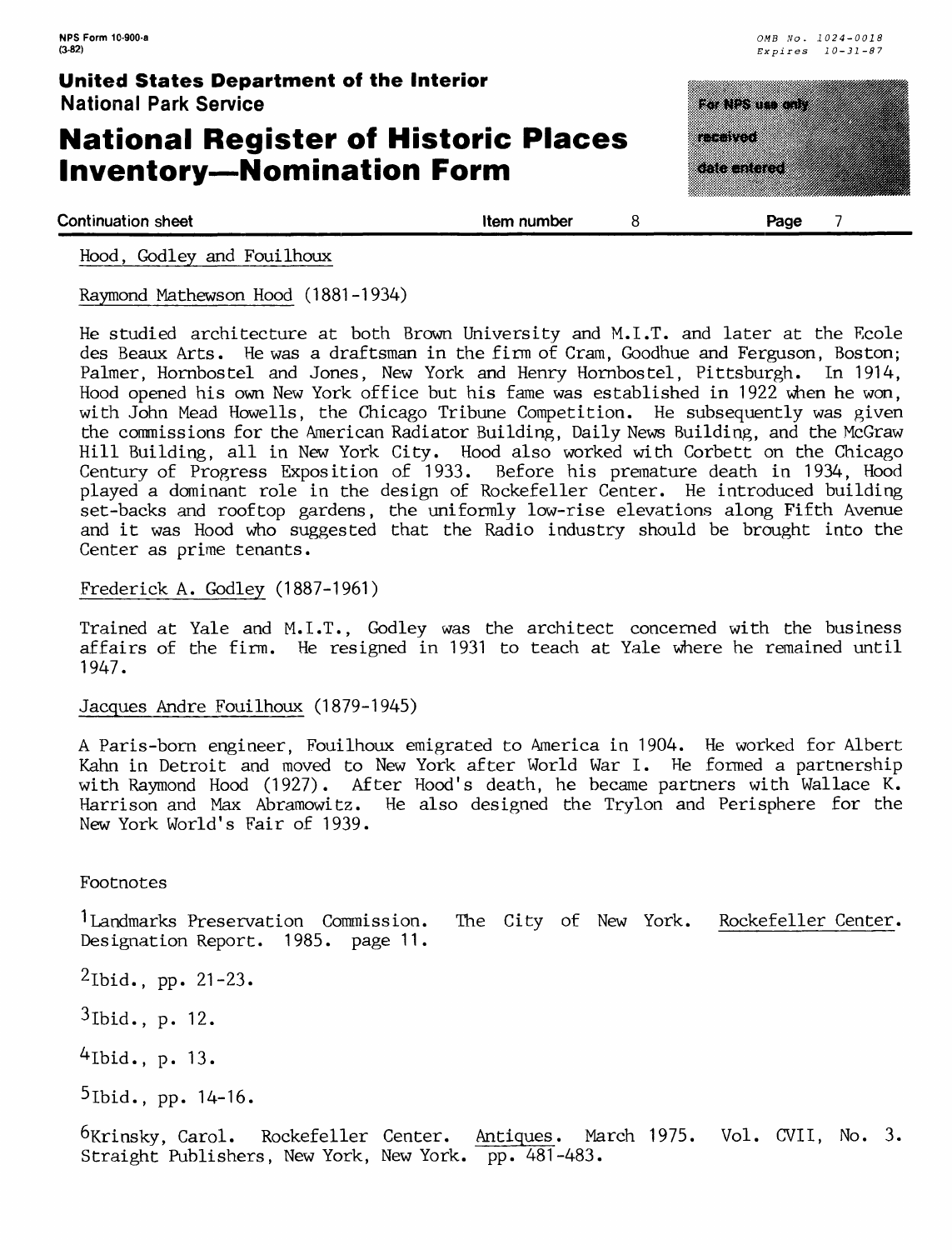Hood, Godley and Fouilhoux

Raymond Mathewson Hood (1881-1934)

He studied architecture at both Brown University and M.I.T. and later at the Ecole des Beaux Arts. He was a draftsman in the firm of Cram, Goodhue and Ferguson, Boston; Palmer, Hornbostel and Jones, New York and Henry Hornbostel, Pittsburgh. In 1914, Hood opened his own New York office but his fame was established in 1922 when he won, with John Mead Howells, the Chicago Tribune Competition. He subsequently was given the commissions for the American Radiator Building, Daily News Building, and the McGraw Hill Building, all in New York City. Hood also worked with Corbett on the Chicago Century of Progress Exposition of 1933. Before his premature death in 1934, Hood played a dominant role in the design of Rockefeller Center. He introduced building set-backs and rooftop gardens, the uniformly low-rise elevations along Fifth Avenue and it was Hood who suggested that the Radio industry should be brought into the Center as prime tenants.

Frederick A. Godley (1887-1961)

Trained at Yale and M.I.T., Godley was the architect concerned with the business affairs of the firm. He resigned in 1931 to teach at Yale where he remained until 1947.

Jacques Andre Fouilhoux (1879-1945)

A Paris-born engineer, Fouilhoux emigrated to America in 1904. He worked for Albert Kahn in Detroit and moved to New York after World War I. He formed a partnership with Raymond Hood (1927). After Hood's death, he became partners with Wallace K. Harrison and Max Abramowitz. He also designed the Trylon and Perisphere for the New York World's Fair of 1939.

Footnotes

[1] Landmarks Preservation Commission. The City of New York. Rockefeller Center. Designation Report. 1985. page 11.

[2] Ibid., pp. 21-23.

[3] Ibid., p. 12.

[4] Ibid., p. 13.

[5] Ibid., pp. 14-16.

[6] Krinsky, Carol. Rockefeller Center. Antiques. March 1975. Vol. CVII, No. 3. Straight Publishers, New York, New York. pp. 481-483.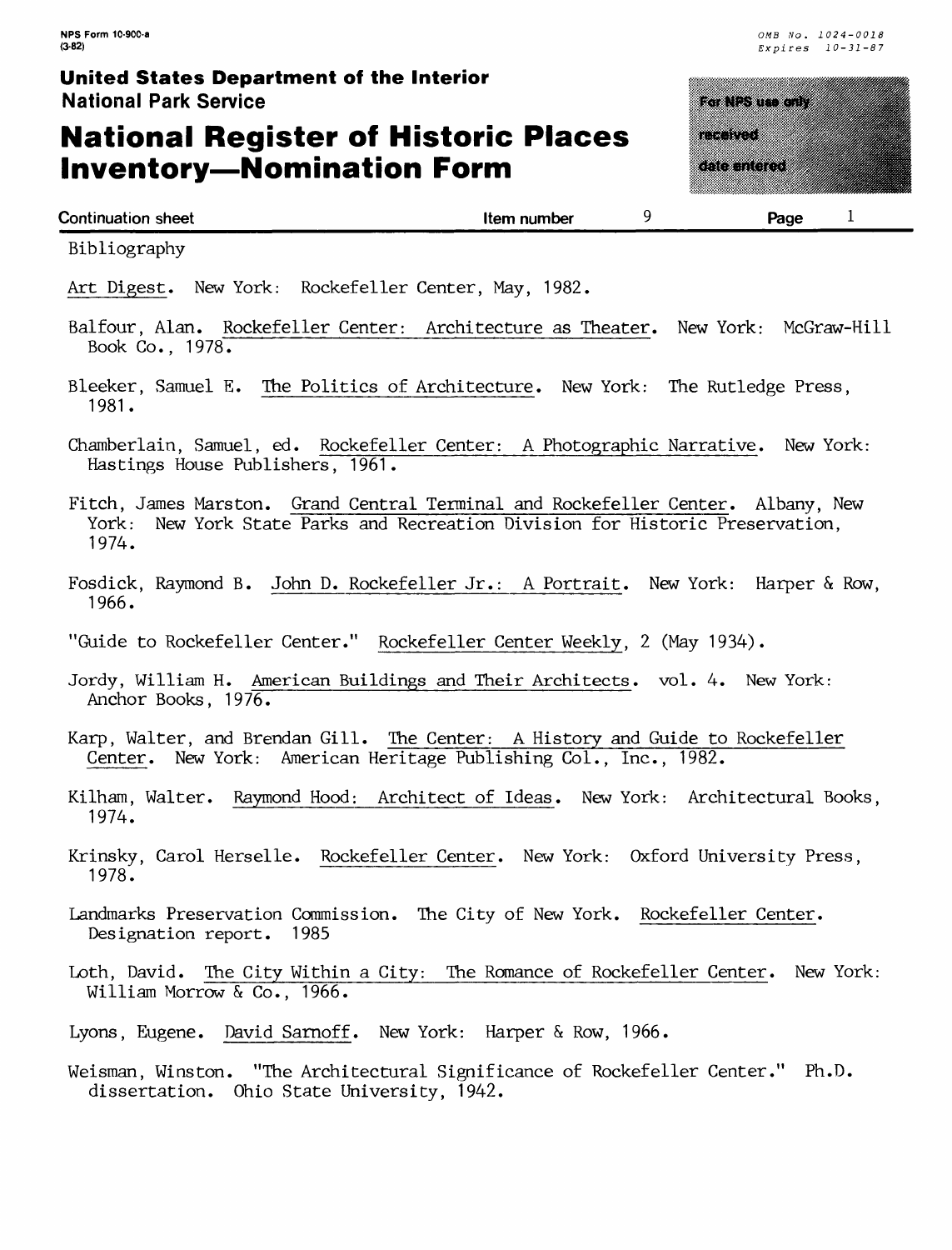**Continuation sheet** | **Item number** 9 | **Page** 1

Bibliography

Art Digest. New York: Rockefeller Center, May, 1982.

Balfour, Alan. Rockefeller Center: Architecture as Theater. New York: McGraw-Hill Book Co., 1978.

Bleeker, Samuel E. The Politics of Architecture. New York: The Rutledge Press, 1981.

Chamberlain, Samuel, ed. Rockefeller Center: A Photographic Narrative. New York: Hastings House Publishers, 1961.

Fitch, James Marston. Grand Central Terminal and Rockefeller Center. Albany, New York: New York State Parks and Recreation Division for Historic Preservation, 1974.

Fosdick, Raymond B. John D. Rockefeller Jr.: A Portrait. New York: Harper & Row, 1966.

"Guide to Rockefeller Center." Rockefeller Center Weekly, 2 (May 1934).

Jordy, William H. American Buildings and Their Architects. vol. 4. New York: Anchor Books, 1976.

Karp, Walter, and Brendan Gill. The Center: A History and Guide to Rockefeller Center. New York: American Heritage Publishing Col., Inc., 1982.

Kilham, Walter. Raymond Hood: Architect of Ideas. New York: Architectural Books, 1974.

Krinsky, Carol Herselle. Rockefeller Center. New York: Oxford University Press, 1978.

Landmarks Preservation Commission. The City of New York. Rockefeller Center. Designation report. 1985

Loth, David. The City Within a City: The Romance of Rockefeller Center. New York: William Morrow & Co., 1966.

Lyons, Eugene. David Sarnoff. New York: Harper & Row, 1966.

Weisman, Winston. "The Architectural Significance of Rockefeller Center." Ph.D. dissertation. Ohio State University, 1942.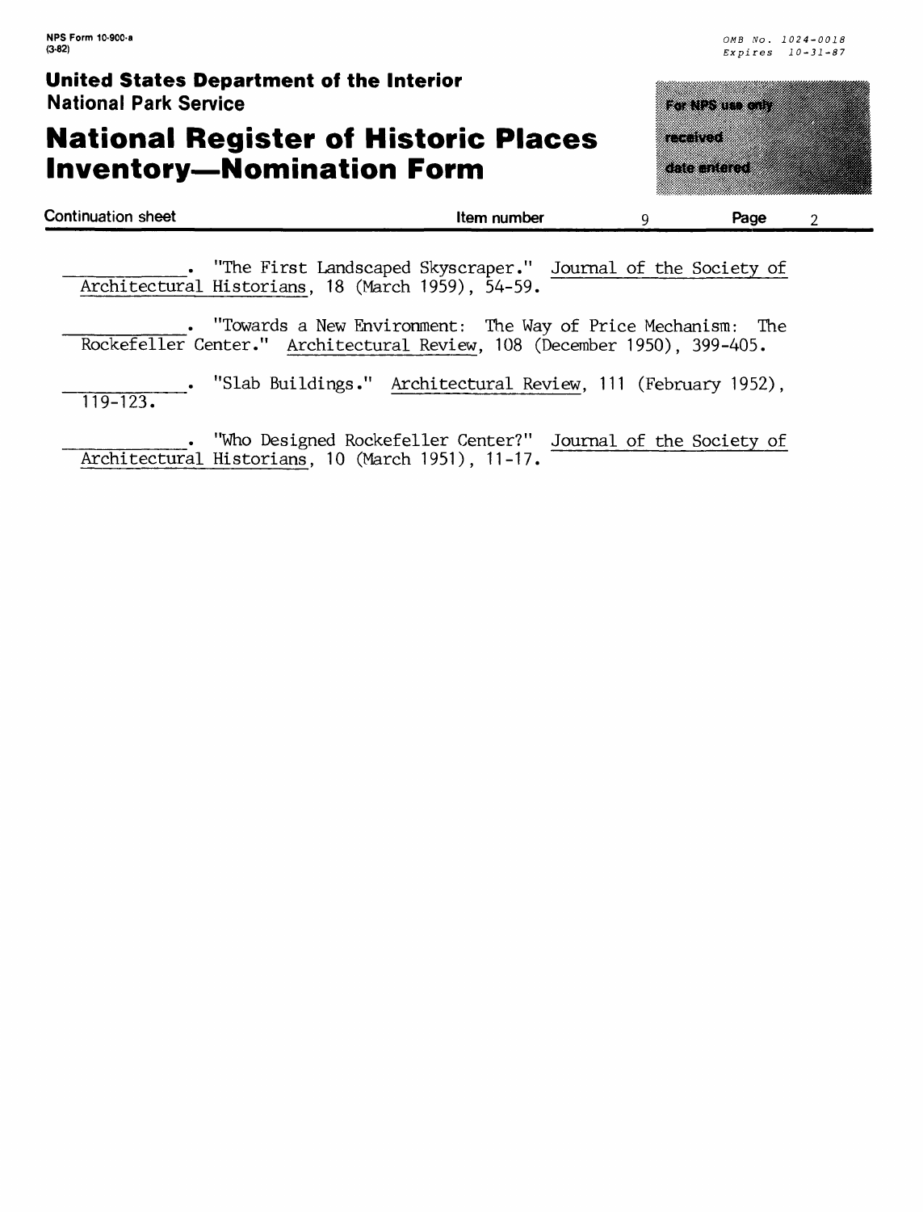NPS Form 10-900-a
(3-82)

OMB No. 1024-0018
Expires 10-31-87

**United States Department of the Interior**
**National Park Service**

# National Register of Historic Places Inventory—Nomination Form

For NPS use only
received
date entered

Continuation sheet | Item number 9 | Page 2

___________. "The First Landscaped Skyscraper." Journal of the Society of Architectural Historians, 18 (March 1959), 54-59.

___________. "Towards a New Environment: The Way of Price Mechanism: The Rockefeller Center." Architectural Review, 108 (December 1950), 399-405.

___________. "Slab Buildings." Architectural Review, 111 (February 1952), 119-123.

___________. "Who Designed Rockefeller Center?" Journal of the Society of Architectural Historians, 10 (March 1951), 11-17.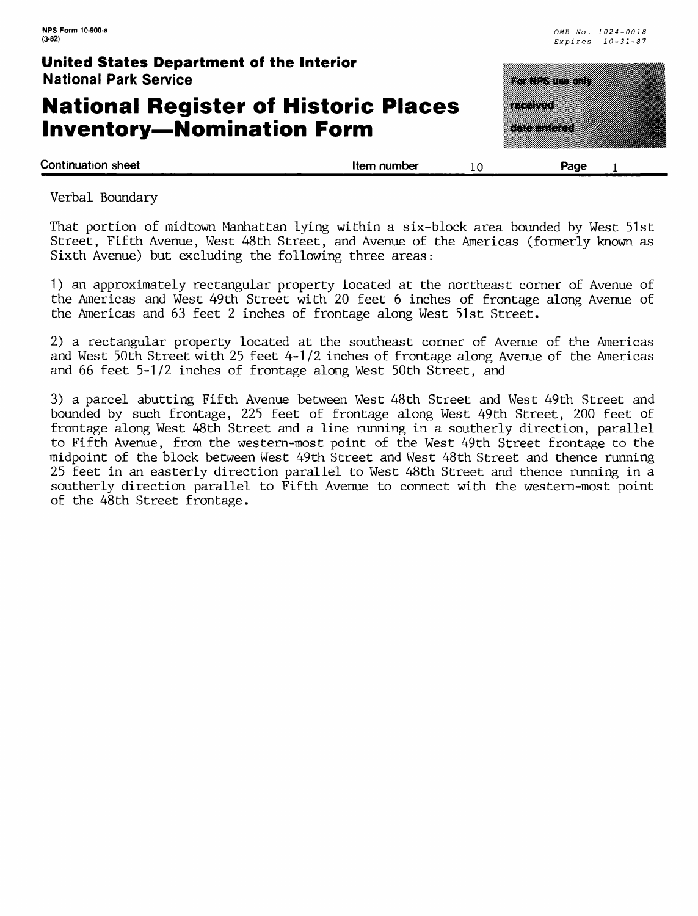Verbal Boundary

That portion of midtown Manhattan lying within a six-block area bounded by West 51st Street, Fifth Avenue, West 48th Street, and Avenue of the Americas (formerly known as Sixth Avenue) but excluding the following three areas:

1) an approximately rectangular property located at the northeast corner of Avenue of the Americas and West 49th Street with 20 feet 6 inches of frontage along Avenue of the Americas and 63 feet 2 inches of frontage along West 51st Street.

2) a rectangular property located at the southeast corner of Avenue of the Americas and West 50th Street with 25 feet 4-1/2 inches of frontage along Avenue of the Americas and 66 feet 5-1/2 inches of frontage along West 50th Street, and

3) a parcel abutting Fifth Avenue between West 48th Street and West 49th Street and bounded by such frontage, 225 feet of frontage along West 49th Street, 200 feet of frontage along West 48th Street and a line running in a southerly direction, parallel to Fifth Avenue, from the western-most point of the West 49th Street frontage to the midpoint of the block between West 49th Street and West 48th Street and thence running 25 feet in an easterly direction parallel to West 48th Street and thence running in a southerly direction parallel to Fifth Avenue to connect with the western-most point of the 48th Street frontage.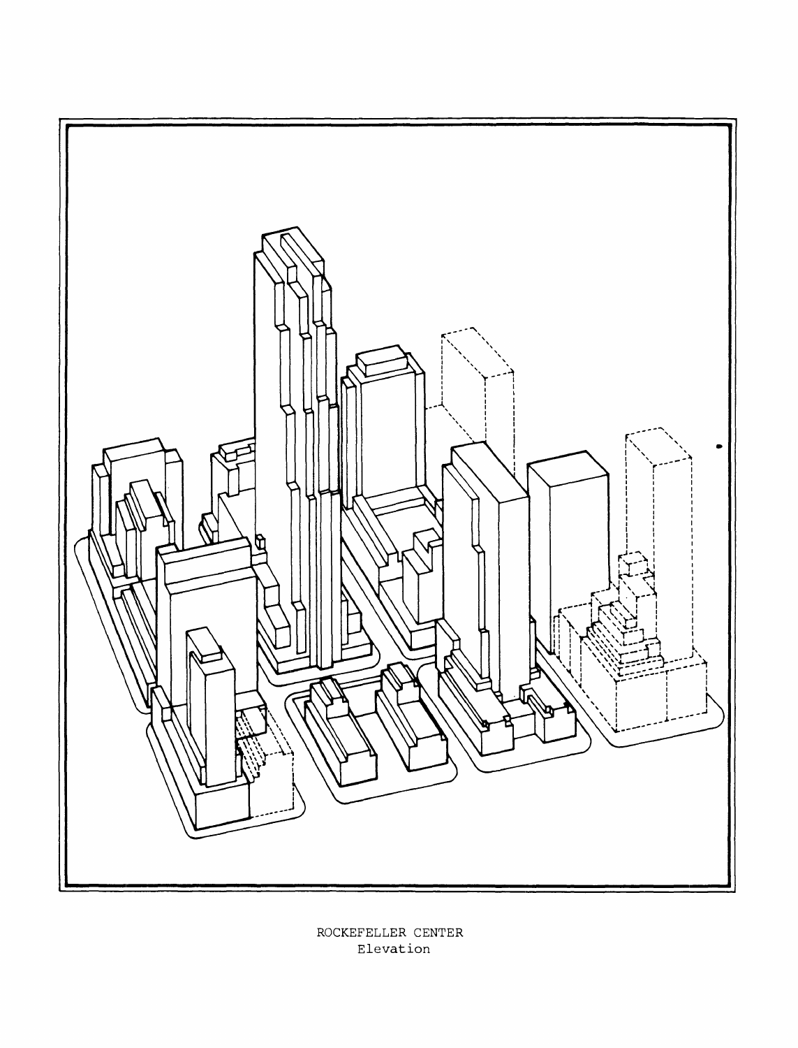ROCKEFELLER CENTER
Elevation